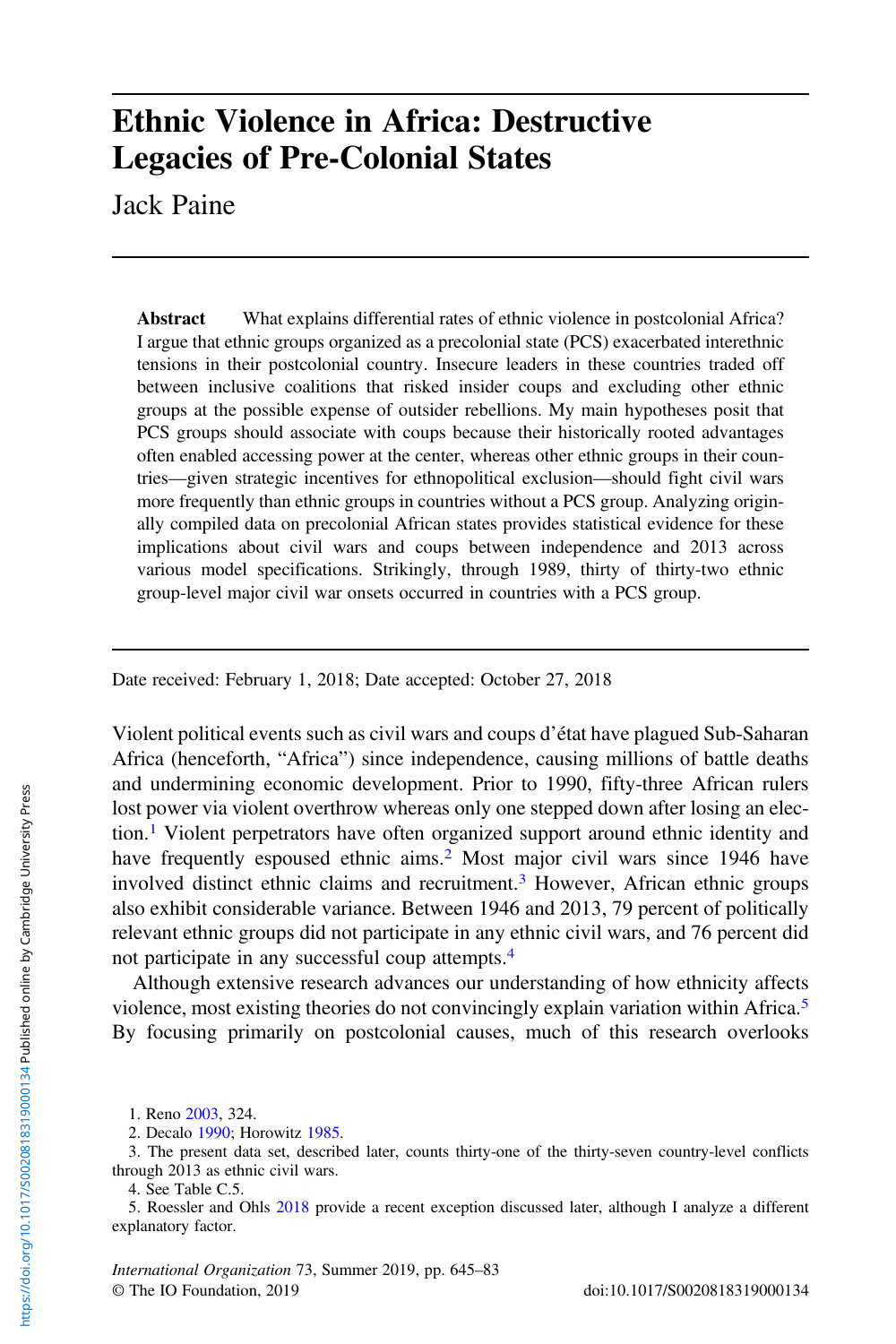# Ethnic Violence in Africa: Destructive Legacies of Pre-Colonial States

Jack Paine

**Abstract** What explains differential rates of ethnic violence in postcolonial Africa? I argue that ethnic groups organized as a precolonial state (PCS) exacerbated interethnic tensions in their postcolonial country. Insecure leaders in these countries traded off between inclusive coalitions that risked insider coups and excluding other ethnic groups at the possible expense of outsider rebellions. My main hypotheses posit that PCS groups should associate with coups because their historically rooted advantages often enabled accessing power at the center, whereas other ethnic groups in their countries—given strategic incentives for ethnopolitical exclusion—should fight civil wars more frequently than ethnic groups in countries without a PCS group. Analyzing originally compiled data on precolonial African states provides statistical evidence for these implications about civil wars and coups between independence and 2013 across various model specifications. Strikingly, through 1989, thirty of thirty-two ethnic group-level major civil war onsets occurred in countries with a PCS group.

Date received: February 1, 2018; Date accepted: October 27, 2018

Violent political events such as civil wars and coups d'état have plagued Sub-Saharan Africa (henceforth, "Africa") since independence, causing millions of battle deaths and undermining economic development. Prior to 1990, fifty-three African rulers lost power via violent overthrow whereas only one stepped down after losing an election.[1] Violent perpetrators have often organized support around ethnic identity and have frequently espoused ethnic aims.[2] Most major civil wars since 1946 have involved distinct ethnic claims and recruitment.[3] However, African ethnic groups also exhibit considerable variance. Between 1946 and 2013, 79 percent of politically relevant ethnic groups did not participate in any ethnic civil wars, and 76 percent did not participate in any successful coup attempts.[4]

Although extensive research advances our understanding of how ethnicity affects violence, most existing theories do not convincingly explain variation within Africa.[5] By focusing primarily on postcolonial causes, much of this research overlooks

1. Reno 2003, 324.
2. Decalo 1990; Horowitz 1985.
3. The present data set, described later, counts thirty-one of the thirty-seven country-level conflicts through 2013 as ethnic civil wars.
4. See Table C.5.
5. Roessler and Ohls 2018 provide a recent exception discussed later, although I analyze a different explanatory factor.

*International Organization* 73, Summer 2019, pp. 645–83
© The IO Foundation, 2019 doi:10.1017/S0020818319000134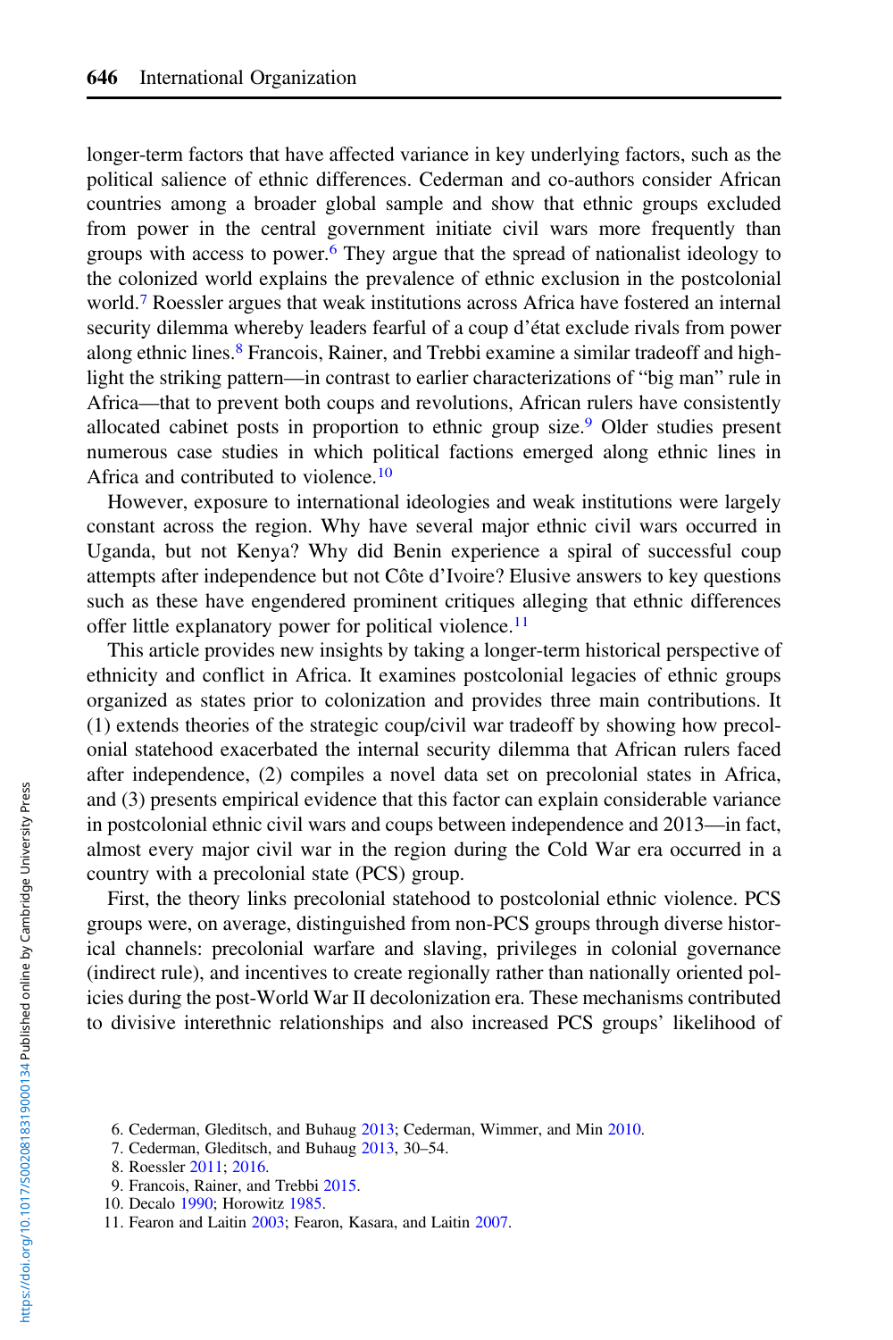longer-term factors that have affected variance in key underlying factors, such as the political salience of ethnic differences. Cederman and co-authors consider African countries among a broader global sample and show that ethnic groups excluded from power in the central government initiate civil wars more frequently than groups with access to power.[6] They argue that the spread of nationalist ideology to the colonized world explains the prevalence of ethnic exclusion in the postcolonial world.[7] Roessler argues that weak institutions across Africa have fostered an internal security dilemma whereby leaders fearful of a coup d'état exclude rivals from power along ethnic lines.[8] Francois, Rainer, and Trebbi examine a similar tradeoff and highlight the striking pattern—in contrast to earlier characterizations of "big man" rule in Africa—that to prevent both coups and revolutions, African rulers have consistently allocated cabinet posts in proportion to ethnic group size.[9] Older studies present numerous case studies in which political factions emerged along ethnic lines in Africa and contributed to violence.[10]

However, exposure to international ideologies and weak institutions were largely constant across the region. Why have several major ethnic civil wars occurred in Uganda, but not Kenya? Why did Benin experience a spiral of successful coup attempts after independence but not Côte d'Ivoire? Elusive answers to key questions such as these have engendered prominent critiques alleging that ethnic differences offer little explanatory power for political violence.[11]

This article provides new insights by taking a longer-term historical perspective of ethnicity and conflict in Africa. It examines postcolonial legacies of ethnic groups organized as states prior to colonization and provides three main contributions. It (1) extends theories of the strategic coup/civil war tradeoff by showing how precolonial statehood exacerbated the internal security dilemma that African rulers faced after independence, (2) compiles a novel data set on precolonial states in Africa, and (3) presents empirical evidence that this factor can explain considerable variance in postcolonial ethnic civil wars and coups between independence and 2013—in fact, almost every major civil war in the region during the Cold War era occurred in a country with a precolonial state (PCS) group.

First, the theory links precolonial statehood to postcolonial ethnic violence. PCS groups were, on average, distinguished from non-PCS groups through diverse historical channels: precolonial warfare and slaving, privileges in colonial governance (indirect rule), and incentives to create regionally rather than nationally oriented policies during the post-World War II decolonization era. These mechanisms contributed to divisive interethnic relationships and also increased PCS groups' likelihood of

6. Cederman, Gleditsch, and Buhaug 2013; Cederman, Wimmer, and Min 2010.
7. Cederman, Gleditsch, and Buhaug 2013, 30–54.
8. Roessler 2011; 2016.
9. Francois, Rainer, and Trebbi 2015.
10. Decalo 1990; Horowitz 1985.
11. Fearon and Laitin 2003; Fearon, Kasara, and Laitin 2007.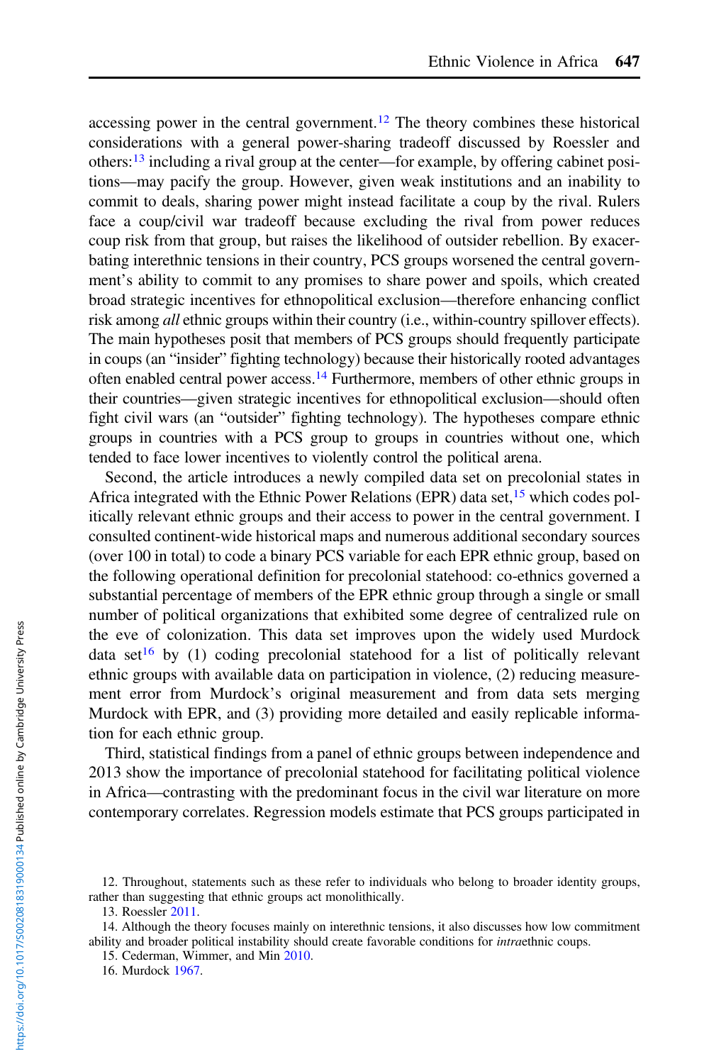accessing power in the central government.[12] The theory combines these historical considerations with a general power-sharing tradeoff discussed by Roessler and others:[13] including a rival group at the center—for example, by offering cabinet positions—may pacify the group. However, given weak institutions and an inability to commit to deals, sharing power might instead facilitate a coup by the rival. Rulers face a coup/civil war tradeoff because excluding the rival from power reduces coup risk from that group, but raises the likelihood of outsider rebellion. By exacerbating interethnic tensions in their country, PCS groups worsened the central government's ability to commit to any promises to share power and spoils, which created broad strategic incentives for ethnopolitical exclusion—therefore enhancing conflict risk among *all* ethnic groups within their country (i.e., within-country spillover effects). The main hypotheses posit that members of PCS groups should frequently participate in coups (an "insider" fighting technology) because their historically rooted advantages often enabled central power access.[14] Furthermore, members of other ethnic groups in their countries—given strategic incentives for ethnopolitical exclusion—should often fight civil wars (an "outsider" fighting technology). The hypotheses compare ethnic groups in countries with a PCS group to groups in countries without one, which tended to face lower incentives to violently control the political arena.

Second, the article introduces a newly compiled data set on precolonial states in Africa integrated with the Ethnic Power Relations (EPR) data set,[15] which codes politically relevant ethnic groups and their access to power in the central government. I consulted continent-wide historical maps and numerous additional secondary sources (over 100 in total) to code a binary PCS variable for each EPR ethnic group, based on the following operational definition for precolonial statehood: co-ethnics governed a substantial percentage of members of the EPR ethnic group through a single or small number of political organizations that exhibited some degree of centralized rule on the eve of colonization. This data set improves upon the widely used Murdock data set[16] by (1) coding precolonial statehood for a list of politically relevant ethnic groups with available data on participation in violence, (2) reducing measurement error from Murdock's original measurement and from data sets merging Murdock with EPR, and (3) providing more detailed and easily replicable information for each ethnic group.

Third, statistical findings from a panel of ethnic groups between independence and 2013 show the importance of precolonial statehood for facilitating political violence in Africa—contrasting with the predominant focus in the civil war literature on more contemporary correlates. Regression models estimate that PCS groups participated in

12. Throughout, statements such as these refer to individuals who belong to broader identity groups, rather than suggesting that ethnic groups act monolithically.

13. Roessler 2011.

14. Although the theory focuses mainly on interethnic tensions, it also discusses how low commitment ability and broader political instability should create favorable conditions for *intra*ethnic coups.

15. Cederman, Wimmer, and Min 2010.

16. Murdock 1967.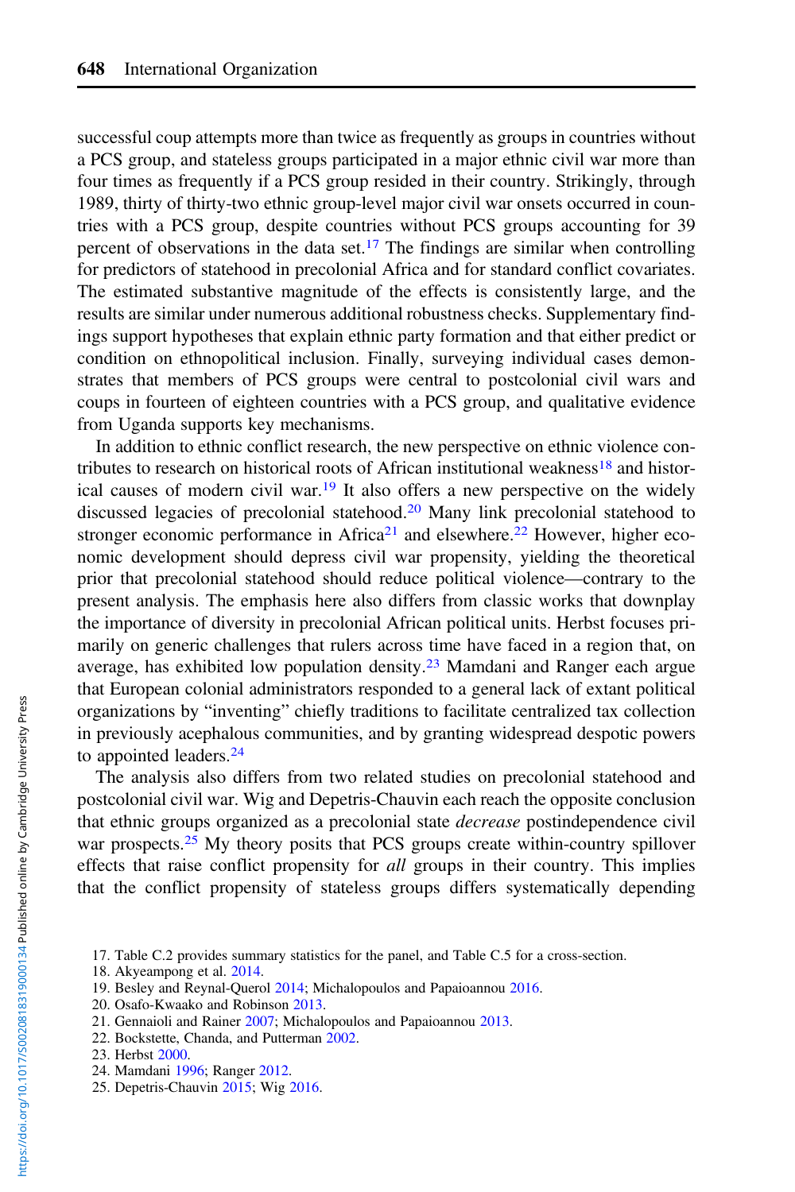successful coup attempts more than twice as frequently as groups in countries without a PCS group, and stateless groups participated in a major ethnic civil war more than four times as frequently if a PCS group resided in their country. Strikingly, through 1989, thirty of thirty-two ethnic group-level major civil war onsets occurred in countries with a PCS group, despite countries without PCS groups accounting for 39 percent of observations in the data set.[17] The findings are similar when controlling for predictors of statehood in precolonial Africa and for standard conflict covariates. The estimated substantive magnitude of the effects is consistently large, and the results are similar under numerous additional robustness checks. Supplementary findings support hypotheses that explain ethnic party formation and that either predict or condition on ethnopolitical inclusion. Finally, surveying individual cases demonstrates that members of PCS groups were central to postcolonial civil wars and coups in fourteen of eighteen countries with a PCS group, and qualitative evidence from Uganda supports key mechanisms.

In addition to ethnic conflict research, the new perspective on ethnic violence contributes to research on historical roots of African institutional weakness[18] and historical causes of modern civil war.[19] It also offers a new perspective on the widely discussed legacies of precolonial statehood.[20] Many link precolonial statehood to stronger economic performance in Africa[21] and elsewhere.[22] However, higher economic development should depress civil war propensity, yielding the theoretical prior that precolonial statehood should reduce political violence—contrary to the present analysis. The emphasis here also differs from classic works that downplay the importance of diversity in precolonial African political units. Herbst focuses primarily on generic challenges that rulers across time have faced in a region that, on average, has exhibited low population density.[23] Mamdani and Ranger each argue that European colonial administrators responded to a general lack of extant political organizations by "inventing" chiefly traditions to facilitate centralized tax collection in previously acephalous communities, and by granting widespread despotic powers to appointed leaders.[24]

The analysis also differs from two related studies on precolonial statehood and postcolonial civil war. Wig and Depetris-Chauvin each reach the opposite conclusion that ethnic groups organized as a precolonial state *decrease* postindependence civil war prospects.[25] My theory posits that PCS groups create within-country spillover effects that raise conflict propensity for *all* groups in their country. This implies that the conflict propensity of stateless groups differs systematically depending

17. Table C.2 provides summary statistics for the panel, and Table C.5 for a cross-section.
18. Akyeampong et al. 2014.
19. Besley and Reynal-Querol 2014; Michalopoulos and Papaioannou 2016.
20. Osafo-Kwaako and Robinson 2013.
21. Gennaioli and Rainer 2007; Michalopoulos and Papaioannou 2013.
22. Bockstette, Chanda, and Putterman 2002.
23. Herbst 2000.
24. Mamdani 1996; Ranger 2012.
25. Depetris-Chauvin 2015; Wig 2016.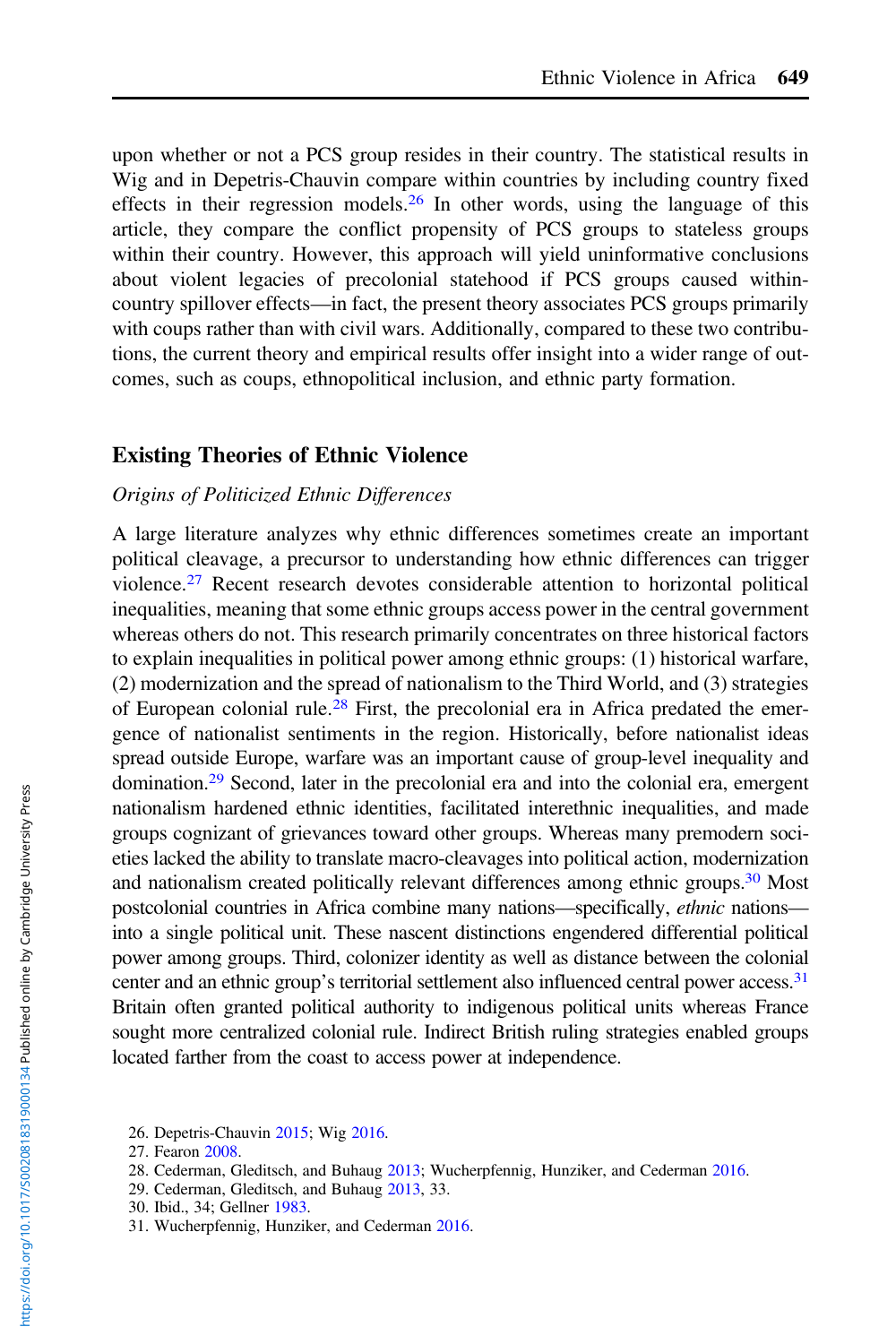upon whether or not a PCS group resides in their country. The statistical results in Wig and in Depetris-Chauvin compare within countries by including country fixed effects in their regression models.[26] In other words, using the language of this article, they compare the conflict propensity of PCS groups to stateless groups within their country. However, this approach will yield uninformative conclusions about violent legacies of precolonial statehood if PCS groups caused within-country spillover effects—in fact, the present theory associates PCS groups primarily with coups rather than with civil wars. Additionally, compared to these two contributions, the current theory and empirical results offer insight into a wider range of outcomes, such as coups, ethnopolitical inclusion, and ethnic party formation.

## Existing Theories of Ethnic Violence

### *Origins of Politicized Ethnic Differences*

A large literature analyzes why ethnic differences sometimes create an important political cleavage, a precursor to understanding how ethnic differences can trigger violence.[27] Recent research devotes considerable attention to horizontal political inequalities, meaning that some ethnic groups access power in the central government whereas others do not. This research primarily concentrates on three historical factors to explain inequalities in political power among ethnic groups: (1) historical warfare, (2) modernization and the spread of nationalism to the Third World, and (3) strategies of European colonial rule.[28] First, the precolonial era in Africa predated the emergence of nationalist sentiments in the region. Historically, before nationalist ideas spread outside Europe, warfare was an important cause of group-level inequality and domination.[29] Second, later in the precolonial era and into the colonial era, emergent nationalism hardened ethnic identities, facilitated interethnic inequalities, and made groups cognizant of grievances toward other groups. Whereas many premodern societies lacked the ability to translate macro-cleavages into political action, modernization and nationalism created politically relevant differences among ethnic groups.[30] Most postcolonial countries in Africa combine many nations—specifically, *ethnic* nations—into a single political unit. These nascent distinctions engendered differential political power among groups. Third, colonizer identity as well as distance between the colonial center and an ethnic group's territorial settlement also influenced central power access.[31] Britain often granted political authority to indigenous political units whereas France sought more centralized colonial rule. Indirect British ruling strategies enabled groups located farther from the coast to access power at independence.

26. Depetris-Chauvin 2015; Wig 2016.
27. Fearon 2008.
28. Cederman, Gleditsch, and Buhaug 2013; Wucherpfennig, Hunziker, and Cederman 2016.
29. Cederman, Gleditsch, and Buhaug 2013, 33.
30. Ibid., 34; Gellner 1983.
31. Wucherpfennig, Hunziker, and Cederman 2016.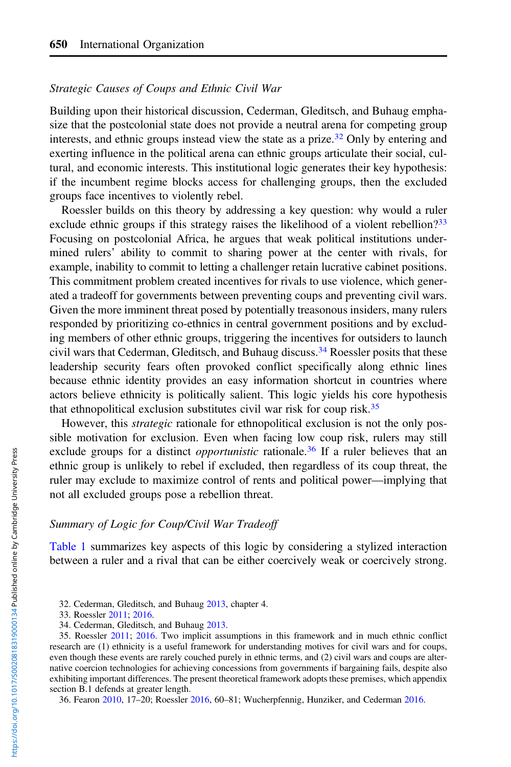### *Strategic Causes of Coups and Ethnic Civil War*

Building upon their historical discussion, Cederman, Gleditsch, and Buhaug emphasize that the postcolonial state does not provide a neutral arena for competing group interests, and ethnic groups instead view the state as a prize.[32] Only by entering and exerting influence in the political arena can ethnic groups articulate their social, cultural, and economic interests. This institutional logic generates their key hypothesis: if the incumbent regime blocks access for challenging groups, then the excluded groups face incentives to violently rebel.

Roessler builds on this theory by addressing a key question: why would a ruler exclude ethnic groups if this strategy raises the likelihood of a violent rebellion?[33] Focusing on postcolonial Africa, he argues that weak political institutions undermined rulers' ability to commit to sharing power at the center with rivals, for example, inability to commit to letting a challenger retain lucrative cabinet positions. This commitment problem created incentives for rivals to use violence, which generated a tradeoff for governments between preventing coups and preventing civil wars. Given the more imminent threat posed by potentially treasonous insiders, many rulers responded by prioritizing co-ethnics in central government positions and by excluding members of other ethnic groups, triggering the incentives for outsiders to launch civil wars that Cederman, Gleditsch, and Buhaug discuss.[34] Roessler posits that these leadership security fears often provoked conflict specifically along ethnic lines because ethnic identity provides an easy information shortcut in countries where actors believe ethnicity is politically salient. This logic yields his core hypothesis that ethnopolitical exclusion substitutes civil war risk for coup risk.[35]

However, this *strategic* rationale for ethnopolitical exclusion is not the only possible motivation for exclusion. Even when facing low coup risk, rulers may still exclude groups for a distinct *opportunistic* rationale.[36] If a ruler believes that an ethnic group is unlikely to rebel if excluded, then regardless of its coup threat, the ruler may exclude to maximize control of rents and political power—implying that not all excluded groups pose a rebellion threat.

### *Summary of Logic for Coup/Civil War Tradeoff*

Table 1 summarizes key aspects of this logic by considering a stylized interaction between a ruler and a rival that can be either coercively weak or coercively strong.

32. Cederman, Gleditsch, and Buhaug 2013, chapter 4.

33. Roessler 2011; 2016.

34. Cederman, Gleditsch, and Buhaug 2013.

35. Roessler 2011; 2016. Two implicit assumptions in this framework and in much ethnic conflict research are (1) ethnicity is a useful framework for understanding motives for civil wars and for coups, even though these events are rarely couched purely in ethnic terms, and (2) civil wars and coups are alternative coercion technologies for achieving concessions from governments if bargaining fails, despite also exhibiting important differences. The present theoretical framework adopts these premises, which appendix section B.1 defends at greater length.

36. Fearon 2010, 17–20; Roessler 2016, 60–81; Wucherpfennig, Hunziker, and Cederman 2016.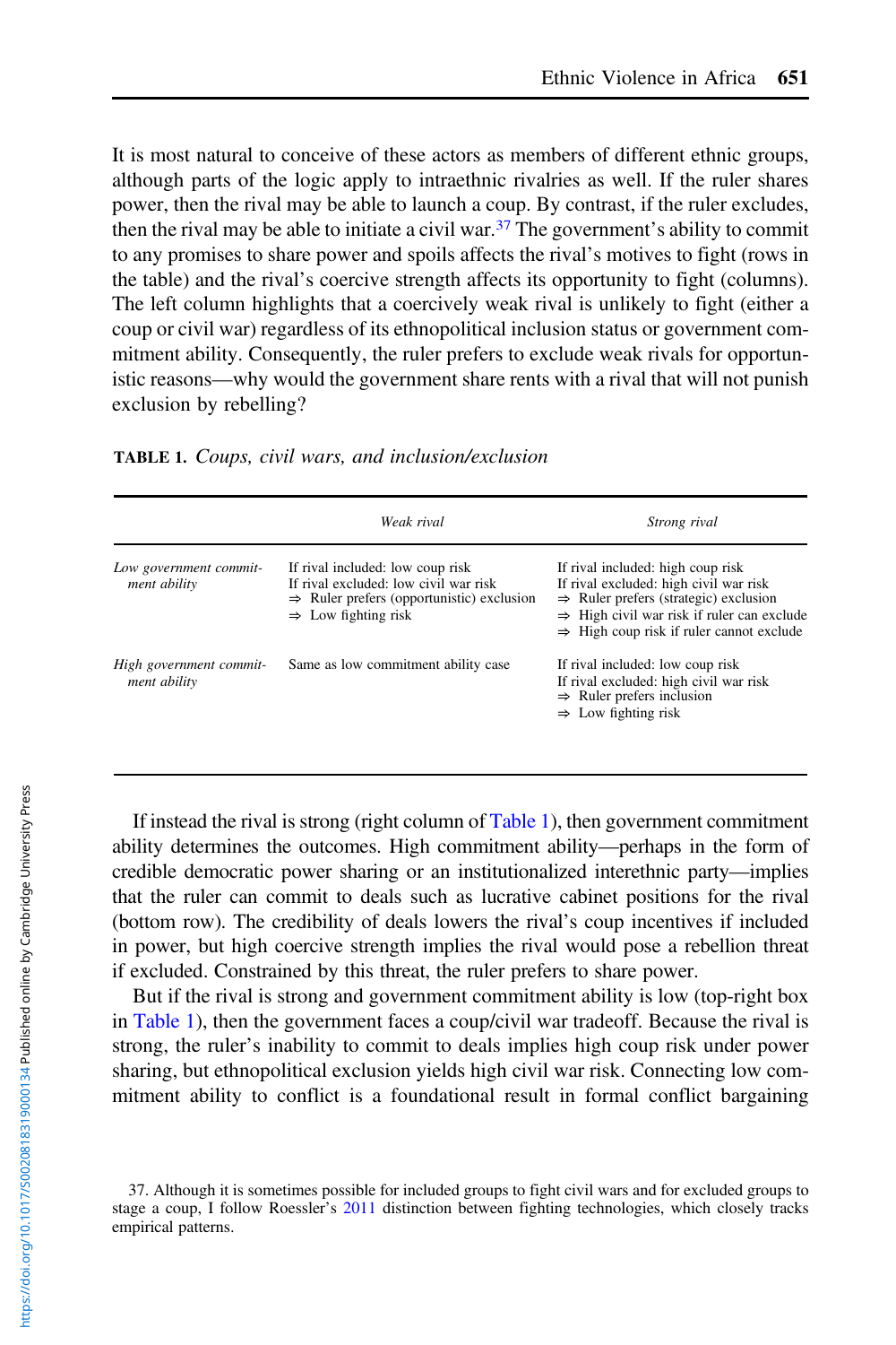It is most natural to conceive of these actors as members of different ethnic groups, although parts of the logic apply to intraethnic rivalries as well. If the ruler shares power, then the rival may be able to launch a coup. By contrast, if the ruler excludes, then the rival may be able to initiate a civil war.[37] The government's ability to commit to any promises to share power and spoils affects the rival's motives to fight (rows in the table) and the rival's coercive strength affects its opportunity to fight (columns). The left column highlights that a coercively weak rival is unlikely to fight (either a coup or civil war) regardless of its ethnopolitical inclusion status or government commitment ability. Consequently, the ruler prefers to exclude weak rivals for opportunistic reasons—why would the government share rents with a rival that will not punish exclusion by rebelling?

**TABLE 1.** *Coups, civil wars, and inclusion/exclusion*

| | *Weak rival* | *Strong rival* |
|---|---|---|
| *Low government commitment ability* | If rival included: low coup risk<br>If rival excluded: low civil war risk<br>⇒ Ruler prefers (opportunistic) exclusion<br>⇒ Low fighting risk | If rival included: high coup risk<br>If rival excluded: high civil war risk<br>⇒ Ruler prefers (strategic) exclusion<br>⇒ High civil war risk if ruler can exclude<br>⇒ High coup risk if ruler cannot exclude |
| *High government commitment ability* | Same as low commitment ability case | If rival included: low coup risk<br>If rival excluded: high civil war risk<br>⇒ Ruler prefers inclusion<br>⇒ Low fighting risk |

If instead the rival is strong (right column of Table 1), then government commitment ability determines the outcomes. High commitment ability—perhaps in the form of credible democratic power sharing or an institutionalized interethnic party—implies that the ruler can commit to deals such as lucrative cabinet positions for the rival (bottom row). The credibility of deals lowers the rival's coup incentives if included in power, but high coercive strength implies the rival would pose a rebellion threat if excluded. Constrained by this threat, the ruler prefers to share power.

But if the rival is strong and government commitment ability is low (top-right box in Table 1), then the government faces a coup/civil war tradeoff. Because the rival is strong, the ruler's inability to commit to deals implies high coup risk under power sharing, but ethnopolitical exclusion yields high civil war risk. Connecting low commitment ability to conflict is a foundational result in formal conflict bargaining

37. Although it is sometimes possible for included groups to fight civil wars and for excluded groups to stage a coup, I follow Roessler's 2011 distinction between fighting technologies, which closely tracks empirical patterns.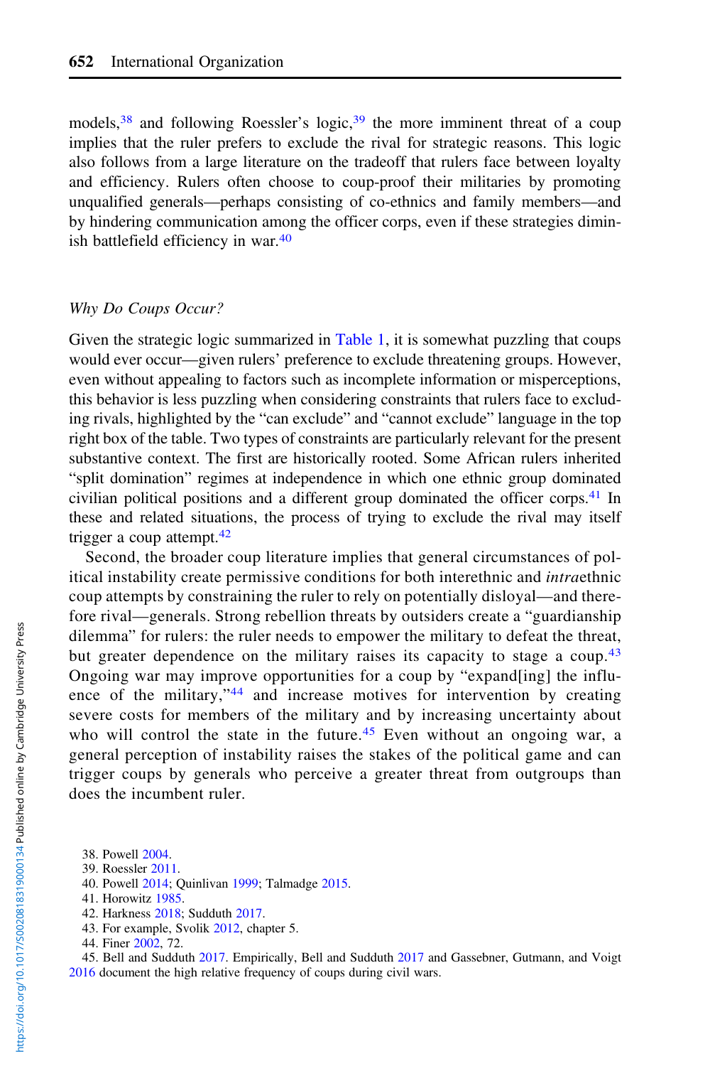models,[38] and following Roessler's logic,[39] the more imminent threat of a coup implies that the ruler prefers to exclude the rival for strategic reasons. This logic also follows from a large literature on the tradeoff that rulers face between loyalty and efficiency. Rulers often choose to coup-proof their militaries by promoting unqualified generals—perhaps consisting of co-ethnics and family members—and by hindering communication among the officer corps, even if these strategies diminish battlefield efficiency in war.[40]

### *Why Do Coups Occur?*

Given the strategic logic summarized in Table 1, it is somewhat puzzling that coups would ever occur—given rulers' preference to exclude threatening groups. However, even without appealing to factors such as incomplete information or misperceptions, this behavior is less puzzling when considering constraints that rulers face to excluding rivals, highlighted by the "can exclude" and "cannot exclude" language in the top right box of the table. Two types of constraints are particularly relevant for the present substantive context. The first are historically rooted. Some African rulers inherited "split domination" regimes at independence in which one ethnic group dominated civilian political positions and a different group dominated the officer corps.[41] In these and related situations, the process of trying to exclude the rival may itself trigger a coup attempt.[42]

Second, the broader coup literature implies that general circumstances of political instability create permissive conditions for both interethnic and *intra*ethnic coup attempts by constraining the ruler to rely on potentially disloyal—and therefore rival—generals. Strong rebellion threats by outsiders create a "guardianship dilemma" for rulers: the ruler needs to empower the military to defeat the threat, but greater dependence on the military raises its capacity to stage a coup.[43] Ongoing war may improve opportunities for a coup by "expand[ing] the influence of the military,"[44] and increase motives for intervention by creating severe costs for members of the military and by increasing uncertainty about who will control the state in the future.[45] Even without an ongoing war, a general perception of instability raises the stakes of the political game and can trigger coups by generals who perceive a greater threat from outgroups than does the incumbent ruler.

38. Powell 2004.
39. Roessler 2011.
40. Powell 2014; Quinlivan 1999; Talmadge 2015.
41. Horowitz 1985.
42. Harkness 2018; Sudduth 2017.
43. For example, Svolik 2012, chapter 5.
44. Finer 2002, 72.
45. Bell and Sudduth 2017. Empirically, Bell and Sudduth 2017 and Gassebner, Gutmann, and Voigt 2016 document the high relative frequency of coups during civil wars.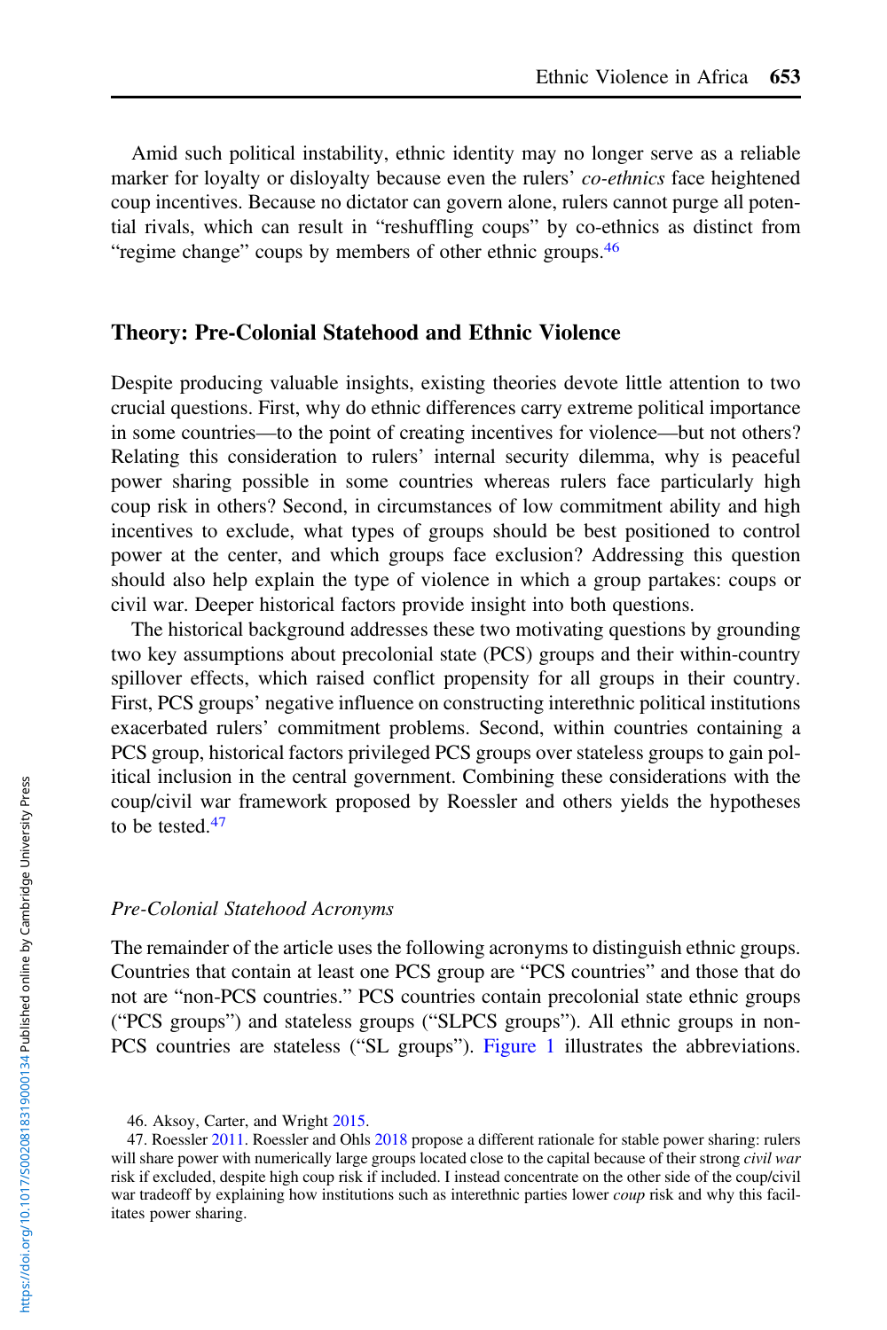Amid such political instability, ethnic identity may no longer serve as a reliable marker for loyalty or disloyalty because even the rulers' *co-ethnics* face heightened coup incentives. Because no dictator can govern alone, rulers cannot purge all potential rivals, which can result in "reshuffling coups" by co-ethnics as distinct from "regime change" coups by members of other ethnic groups.[46]

## Theory: Pre-Colonial Statehood and Ethnic Violence

Despite producing valuable insights, existing theories devote little attention to two crucial questions. First, why do ethnic differences carry extreme political importance in some countries—to the point of creating incentives for violence—but not others? Relating this consideration to rulers' internal security dilemma, why is peaceful power sharing possible in some countries whereas rulers face particularly high coup risk in others? Second, in circumstances of low commitment ability and high incentives to exclude, what types of groups should be best positioned to control power at the center, and which groups face exclusion? Addressing this question should also help explain the type of violence in which a group partakes: coups or civil war. Deeper historical factors provide insight into both questions.

The historical background addresses these two motivating questions by grounding two key assumptions about precolonial state (PCS) groups and their within-country spillover effects, which raised conflict propensity for all groups in their country. First, PCS groups' negative influence on constructing interethnic political institutions exacerbated rulers' commitment problems. Second, within countries containing a PCS group, historical factors privileged PCS groups over stateless groups to gain political inclusion in the central government. Combining these considerations with the coup/civil war framework proposed by Roessler and others yields the hypotheses to be tested.[47]

### *Pre-Colonial Statehood Acronyms*

The remainder of the article uses the following acronyms to distinguish ethnic groups. Countries that contain at least one PCS group are "PCS countries" and those that do not are "non-PCS countries." PCS countries contain precolonial state ethnic groups ("PCS groups") and stateless groups ("SLPCS groups"). All ethnic groups in non-PCS countries are stateless ("SL groups"). Figure 1 illustrates the abbreviations.

---

46. Aksoy, Carter, and Wright 2015.

47. Roessler 2011. Roessler and Ohls 2018 propose a different rationale for stable power sharing: rulers will share power with numerically large groups located close to the capital because of their strong *civil war* risk if excluded, despite high coup risk if included. I instead concentrate on the other side of the coup/civil war tradeoff by explaining how institutions such as interethnic parties lower *coup* risk and why this facilitates power sharing.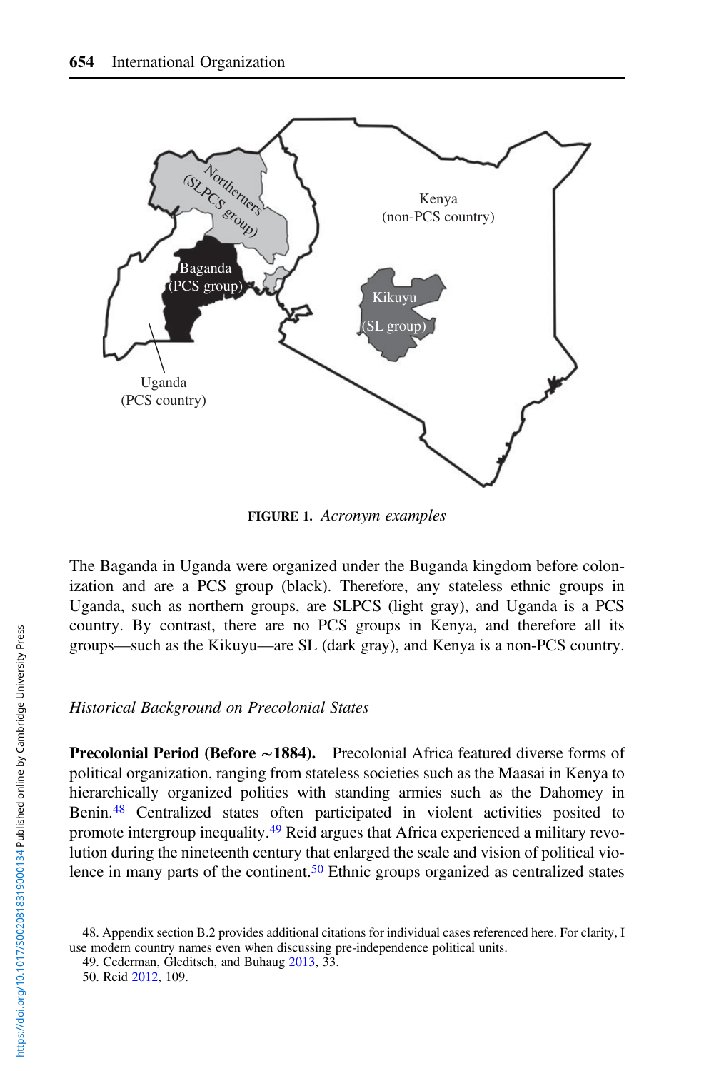FIGURE 1. *Acronym examples*

The Baganda in Uganda were organized under the Buganda kingdom before colonization and are a PCS group (black). Therefore, any stateless ethnic groups in Uganda, such as northern groups, are SLPCS (light gray), and Uganda is a PCS country. By contrast, there are no PCS groups in Kenya, and therefore all its groups—such as the Kikuyu—are SL (dark gray), and Kenya is a non-PCS country.

### *Historical Background on Precolonial States*

**Precolonial Period (Before ~1884).** Precolonial Africa featured diverse forms of political organization, ranging from stateless societies such as the Maasai in Kenya to hierarchically organized polities with standing armies such as the Dahomey in Benin.[48] Centralized states often participated in violent activities posited to promote intergroup inequality.[49] Reid argues that Africa experienced a military revolution during the nineteenth century that enlarged the scale and vision of political violence in many parts of the continent.[50] Ethnic groups organized as centralized states

48. Appendix section B.2 provides additional citations for individual cases referenced here. For clarity, I use modern country names even when discussing pre-independence political units.

49. Cederman, Gleditsch, and Buhaug 2013, 33.

50. Reid 2012, 109.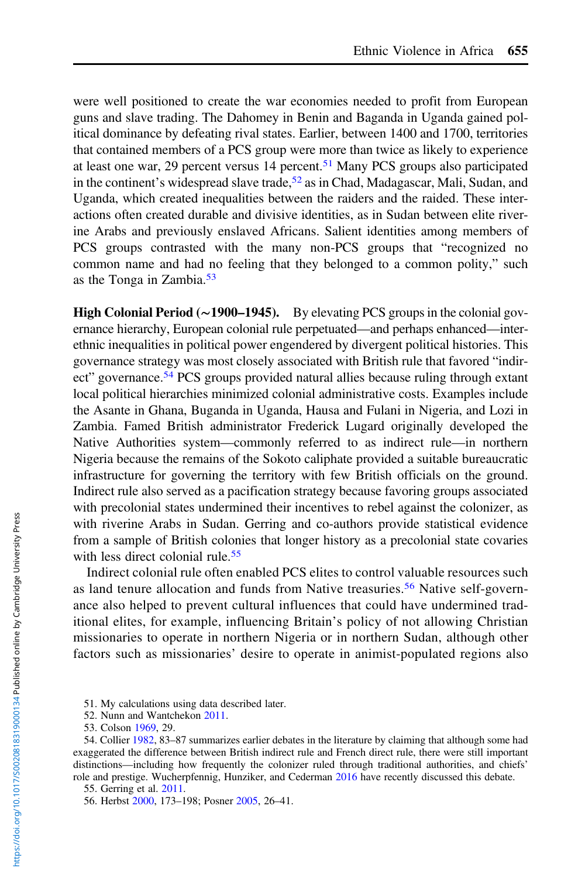were well positioned to create the war economies needed to profit from European guns and slave trading. The Dahomey in Benin and Baganda in Uganda gained political dominance by defeating rival states. Earlier, between 1400 and 1700, territories that contained members of a PCS group were more than twice as likely to experience at least one war, 29 percent versus 14 percent.[51] Many PCS groups also participated in the continent's widespread slave trade,[52] as in Chad, Madagascar, Mali, Sudan, and Uganda, which created inequalities between the raiders and the raided. These interactions often created durable and divisive identities, as in Sudan between elite riverine Arabs and previously enslaved Africans. Salient identities among members of PCS groups contrasted with the many non-PCS groups that "recognized no common name and had no feeling that they belonged to a common polity," such as the Tonga in Zambia.[53]

**High Colonial Period (~1900–1945).** By elevating PCS groups in the colonial governance hierarchy, European colonial rule perpetuated—and perhaps enhanced—interethnic inequalities in political power engendered by divergent political histories. This governance strategy was most closely associated with British rule that favored "indirect" governance.[54] PCS groups provided natural allies because ruling through extant local political hierarchies minimized colonial administrative costs. Examples include the Asante in Ghana, Buganda in Uganda, Hausa and Fulani in Nigeria, and Lozi in Zambia. Famed British administrator Frederick Lugard originally developed the Native Authorities system—commonly referred to as indirect rule—in northern Nigeria because the remains of the Sokoto caliphate provided a suitable bureaucratic infrastructure for governing the territory with few British officials on the ground. Indirect rule also served as a pacification strategy because favoring groups associated with precolonial states undermined their incentives to rebel against the colonizer, as with riverine Arabs in Sudan. Gerring and co-authors provide statistical evidence from a sample of British colonies that longer history as a precolonial state covaries with less direct colonial rule.[55]

Indirect colonial rule often enabled PCS elites to control valuable resources such as land tenure allocation and funds from Native treasuries.[56] Native self-governance also helped to prevent cultural influences that could have undermined traditional elites, for example, influencing Britain's policy of not allowing Christian missionaries to operate in northern Nigeria or in northern Sudan, although other factors such as missionaries' desire to operate in animist-populated regions also

51. My calculations using data described later.

52. Nunn and Wantchekon 2011.

53. Colson 1969, 29.

54. Collier 1982, 83–87 summarizes earlier debates in the literature by claiming that although some had exaggerated the difference between British indirect rule and French direct rule, there were still important distinctions—including how frequently the colonizer ruled through traditional authorities, and chiefs' role and prestige. Wucherpfennig, Hunziker, and Cederman 2016 have recently discussed this debate.

55. Gerring et al. 2011.

56. Herbst 2000, 173–198; Posner 2005, 26–41.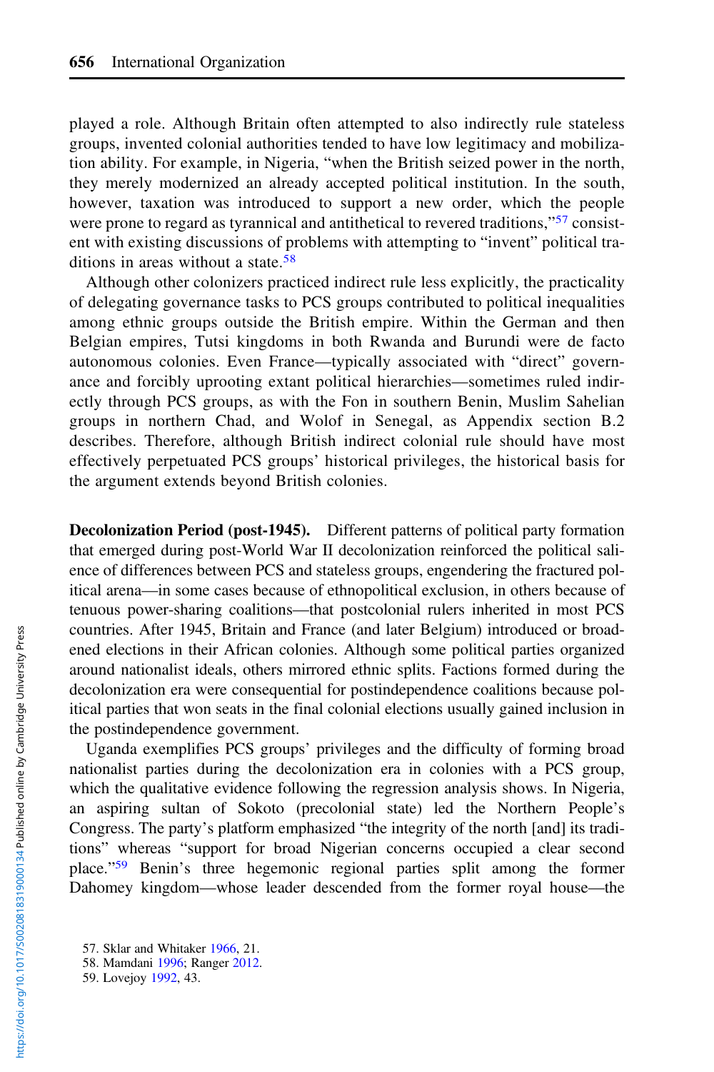played a role. Although Britain often attempted to also indirectly rule stateless groups, invented colonial authorities tended to have low legitimacy and mobilization ability. For example, in Nigeria, "when the British seized power in the north, they merely modernized an already accepted political institution. In the south, however, taxation was introduced to support a new order, which the people were prone to regard as tyrannical and antithetical to revered traditions,"[57] consistent with existing discussions of problems with attempting to "invent" political traditions in areas without a state.[58]

Although other colonizers practiced indirect rule less explicitly, the practicality of delegating governance tasks to PCS groups contributed to political inequalities among ethnic groups outside the British empire. Within the German and then Belgian empires, Tutsi kingdoms in both Rwanda and Burundi were de facto autonomous colonies. Even France—typically associated with "direct" governance and forcibly uprooting extant political hierarchies—sometimes ruled indirectly through PCS groups, as with the Fon in southern Benin, Muslim Sahelian groups in northern Chad, and Wolof in Senegal, as Appendix section B.2 describes. Therefore, although British indirect colonial rule should have most effectively perpetuated PCS groups' historical privileges, the historical basis for the argument extends beyond British colonies.

**Decolonization Period (post-1945).** Different patterns of political party formation that emerged during post-World War II decolonization reinforced the political salience of differences between PCS and stateless groups, engendering the fractured political arena—in some cases because of ethnopolitical exclusion, in others because of tenuous power-sharing coalitions—that postcolonial rulers inherited in most PCS countries. After 1945, Britain and France (and later Belgium) introduced or broadened elections in their African colonies. Although some political parties organized around nationalist ideals, others mirrored ethnic splits. Factions formed during the decolonization era were consequential for postindependence coalitions because political parties that won seats in the final colonial elections usually gained inclusion in the postindependence government.

Uganda exemplifies PCS groups' privileges and the difficulty of forming broad nationalist parties during the decolonization era in colonies with a PCS group, which the qualitative evidence following the regression analysis shows. In Nigeria, an aspiring sultan of Sokoto (precolonial state) led the Northern People's Congress. The party's platform emphasized "the integrity of the north [and] its traditions" whereas "support for broad Nigerian concerns occupied a clear second place."[59] Benin's three hegemonic regional parties split among the former Dahomey kingdom—whose leader descended from the former royal house—the

57. Sklar and Whitaker 1966, 21.
58. Mamdani 1996; Ranger 2012.
59. Lovejoy 1992, 43.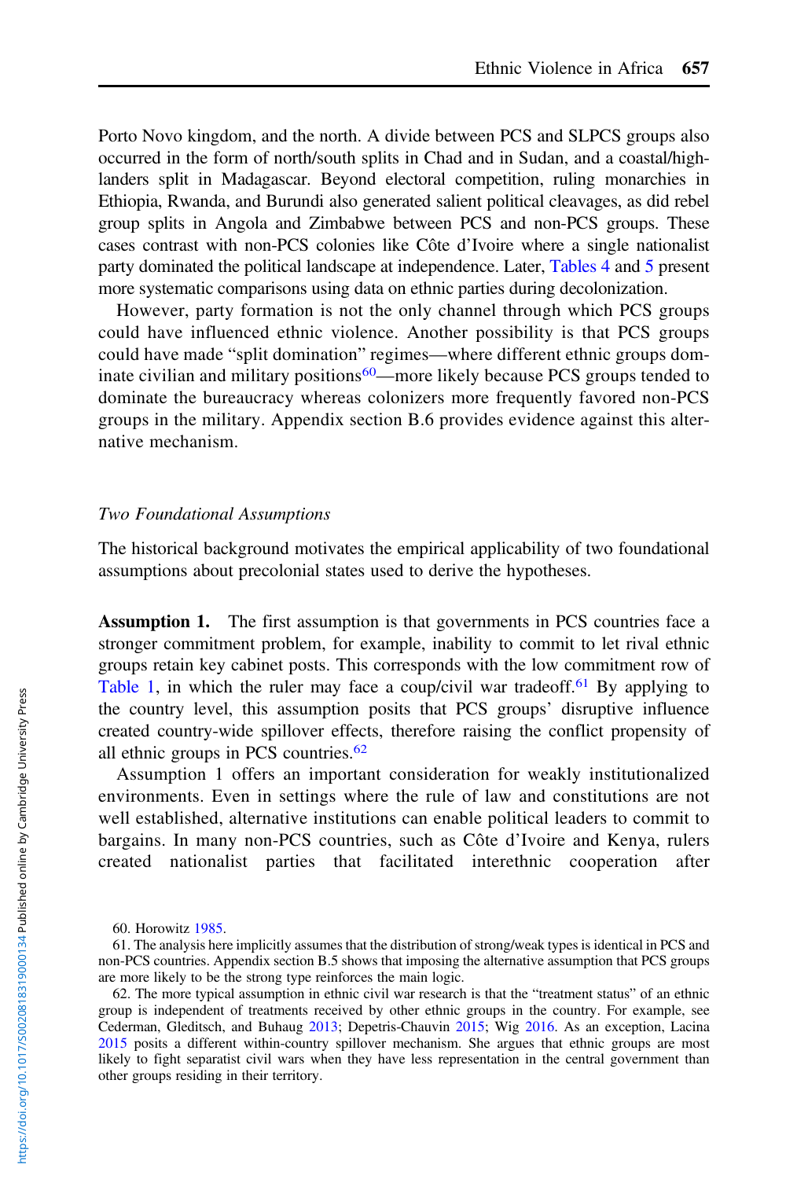Porto Novo kingdom, and the north. A divide between PCS and SLPCS groups also occurred in the form of north/south splits in Chad and in Sudan, and a coastal/highlanders split in Madagascar. Beyond electoral competition, ruling monarchies in Ethiopia, Rwanda, and Burundi also generated salient political cleavages, as did rebel group splits in Angola and Zimbabwe between PCS and non-PCS groups. These cases contrast with non-PCS colonies like Côte d'Ivoire where a single nationalist party dominated the political landscape at independence. Later, Tables 4 and 5 present more systematic comparisons using data on ethnic parties during decolonization.

However, party formation is not the only channel through which PCS groups could have influenced ethnic violence. Another possibility is that PCS groups could have made "split domination" regimes—where different ethnic groups dominate civilian and military positions[60]—more likely because PCS groups tended to dominate the bureaucracy whereas colonizers more frequently favored non-PCS groups in the military. Appendix section B.6 provides evidence against this alternative mechanism.

### *Two Foundational Assumptions*

The historical background motivates the empirical applicability of two foundational assumptions about precolonial states used to derive the hypotheses.

**Assumption 1.** The first assumption is that governments in PCS countries face a stronger commitment problem, for example, inability to commit to let rival ethnic groups retain key cabinet posts. This corresponds with the low commitment row of Table 1, in which the ruler may face a coup/civil war tradeoff.[61] By applying to the country level, this assumption posits that PCS groups' disruptive influence created country-wide spillover effects, therefore raising the conflict propensity of all ethnic groups in PCS countries.[62]

Assumption 1 offers an important consideration for weakly institutionalized environments. Even in settings where the rule of law and constitutions are not well established, alternative institutions can enable political leaders to commit to bargains. In many non-PCS countries, such as Côte d'Ivoire and Kenya, rulers created nationalist parties that facilitated interethnic cooperation after

60. Horowitz 1985.

61. The analysis here implicitly assumes that the distribution of strong/weak types is identical in PCS and non-PCS countries. Appendix section B.5 shows that imposing the alternative assumption that PCS groups are more likely to be the strong type reinforces the main logic.

62. The more typical assumption in ethnic civil war research is that the "treatment status" of an ethnic group is independent of treatments received by other ethnic groups in the country. For example, see Cederman, Gleditsch, and Buhaug 2013; Depetris-Chauvin 2015; Wig 2016. As an exception, Lacina 2015 posits a different within-country spillover mechanism. She argues that ethnic groups are most likely to fight separatist civil wars when they have less representation in the central government than other groups residing in their territory.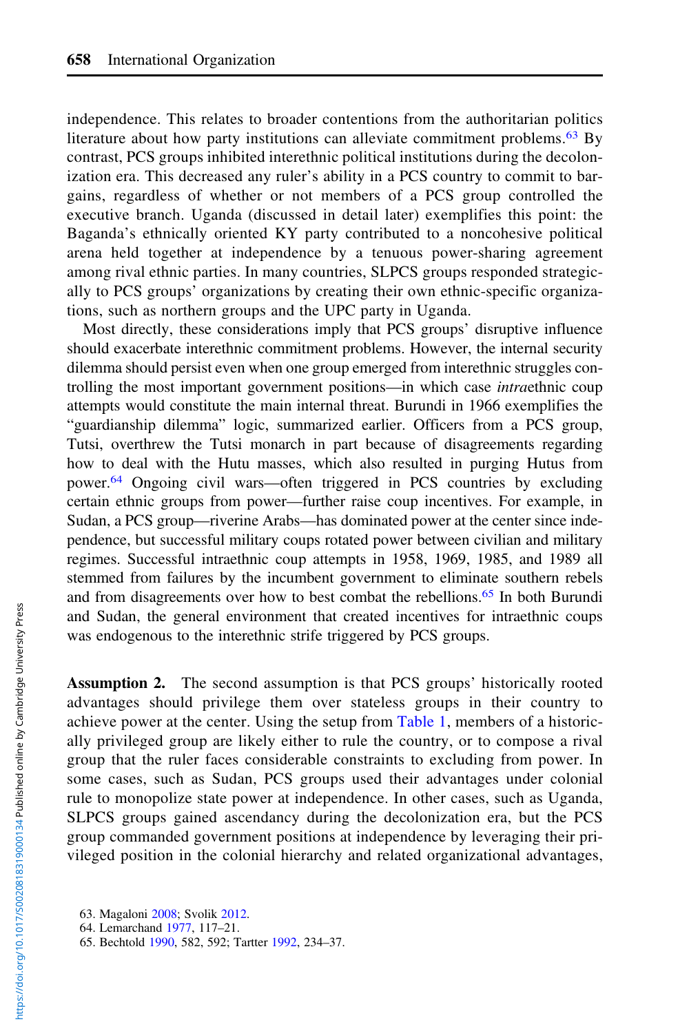independence. This relates to broader contentions from the authoritarian politics literature about how party institutions can alleviate commitment problems.[63] By contrast, PCS groups inhibited interethnic political institutions during the decolonization era. This decreased any ruler's ability in a PCS country to commit to bargains, regardless of whether or not members of a PCS group controlled the executive branch. Uganda (discussed in detail later) exemplifies this point: the Baganda's ethnically oriented KY party contributed to a noncohesive political arena held together at independence by a tenuous power-sharing agreement among rival ethnic parties. In many countries, SLPCS groups responded strategically to PCS groups' organizations by creating their own ethnic-specific organizations, such as northern groups and the UPC party in Uganda.

Most directly, these considerations imply that PCS groups' disruptive influence should exacerbate interethnic commitment problems. However, the internal security dilemma should persist even when one group emerged from interethnic struggles controlling the most important government positions—in which case *intra*ethnic coup attempts would constitute the main internal threat. Burundi in 1966 exemplifies the "guardianship dilemma" logic, summarized earlier. Officers from a PCS group, Tutsi, overthrew the Tutsi monarch in part because of disagreements regarding how to deal with the Hutu masses, which also resulted in purging Hutus from power.[64] Ongoing civil wars—often triggered in PCS countries by excluding certain ethnic groups from power—further raise coup incentives. For example, in Sudan, a PCS group—riverine Arabs—has dominated power at the center since independence, but successful military coups rotated power between civilian and military regimes. Successful intraethnic coup attempts in 1958, 1969, 1985, and 1989 all stemmed from failures by the incumbent government to eliminate southern rebels and from disagreements over how to best combat the rebellions.[65] In both Burundi and Sudan, the general environment that created incentives for intraethnic coups was endogenous to the interethnic strife triggered by PCS groups.

**Assumption 2.** The second assumption is that PCS groups' historically rooted advantages should privilege them over stateless groups in their country to achieve power at the center. Using the setup from Table 1, members of a historically privileged group are likely either to rule the country, or to compose a rival group that the ruler faces considerable constraints to excluding from power. In some cases, such as Sudan, PCS groups used their advantages under colonial rule to monopolize state power at independence. In other cases, such as Uganda, SLPCS groups gained ascendancy during the decolonization era, but the PCS group commanded government positions at independence by leveraging their privileged position in the colonial hierarchy and related organizational advantages,

63. Magaloni 2008; Svolik 2012.

64. Lemarchand 1977, 117–21.

65. Bechtold 1990, 582, 592; Tartter 1992, 234–37.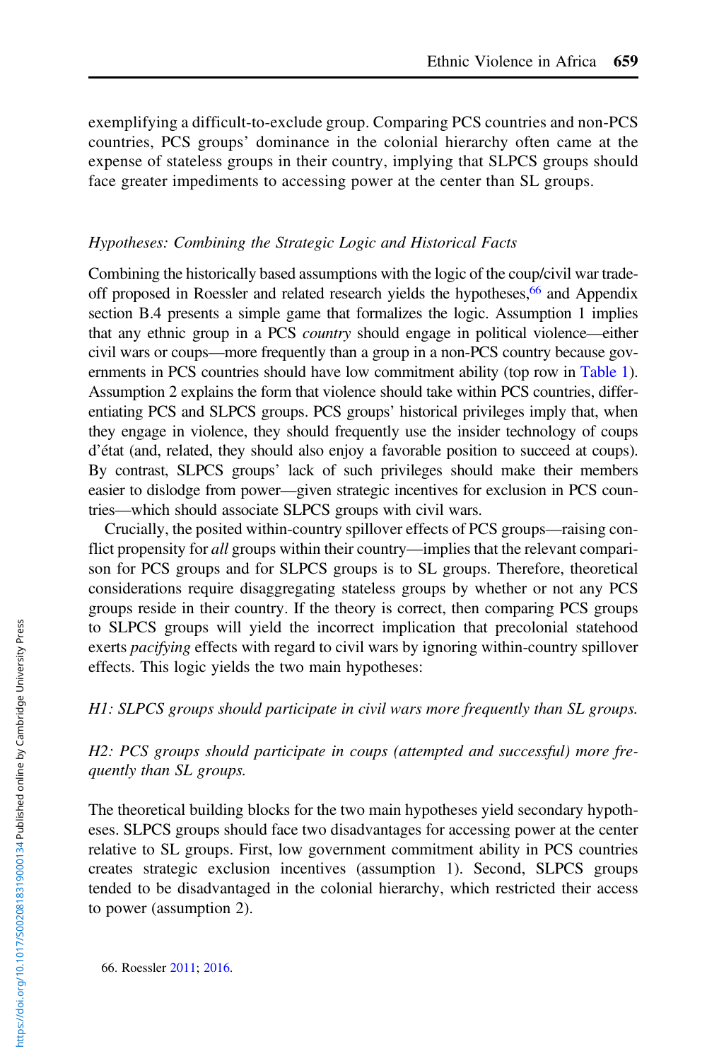exemplifying a difficult-to-exclude group. Comparing PCS countries and non-PCS countries, PCS groups' dominance in the colonial hierarchy often came at the expense of stateless groups in their country, implying that SLPCS groups should face greater impediments to accessing power at the center than SL groups.

### *Hypotheses: Combining the Strategic Logic and Historical Facts*

Combining the historically based assumptions with the logic of the coup/civil war trade-off proposed in Roessler and related research yields the hypotheses,[66] and Appendix section B.4 presents a simple game that formalizes the logic. Assumption 1 implies that any ethnic group in a PCS *country* should engage in political violence—either civil wars or coups—more frequently than a group in a non-PCS country because governments in PCS countries should have low commitment ability (top row in Table 1). Assumption 2 explains the form that violence should take within PCS countries, differentiating PCS and SLPCS groups. PCS groups' historical privileges imply that, when they engage in violence, they should frequently use the insider technology of coups d'état (and, related, they should also enjoy a favorable position to succeed at coups). By contrast, SLPCS groups' lack of such privileges should make their members easier to dislodge from power—given strategic incentives for exclusion in PCS countries—which should associate SLPCS groups with civil wars.

Crucially, the posited within-country spillover effects of PCS groups—raising conflict propensity for *all* groups within their country—implies that the relevant comparison for PCS groups and for SLPCS groups is to SL groups. Therefore, theoretical considerations require disaggregating stateless groups by whether or not any PCS groups reside in their country. If the theory is correct, then comparing PCS groups to SLPCS groups will yield the incorrect implication that precolonial statehood exerts *pacifying* effects with regard to civil wars by ignoring within-country spillover effects. This logic yields the two main hypotheses:

*H1: SLPCS groups should participate in civil wars more frequently than SL groups.*

*H2: PCS groups should participate in coups (attempted and successful) more frequently than SL groups.*

The theoretical building blocks for the two main hypotheses yield secondary hypotheses. SLPCS groups should face two disadvantages for accessing power at the center relative to SL groups. First, low government commitment ability in PCS countries creates strategic exclusion incentives (assumption 1). Second, SLPCS groups tended to be disadvantaged in the colonial hierarchy, which restricted their access to power (assumption 2).

66. Roessler 2011; 2016.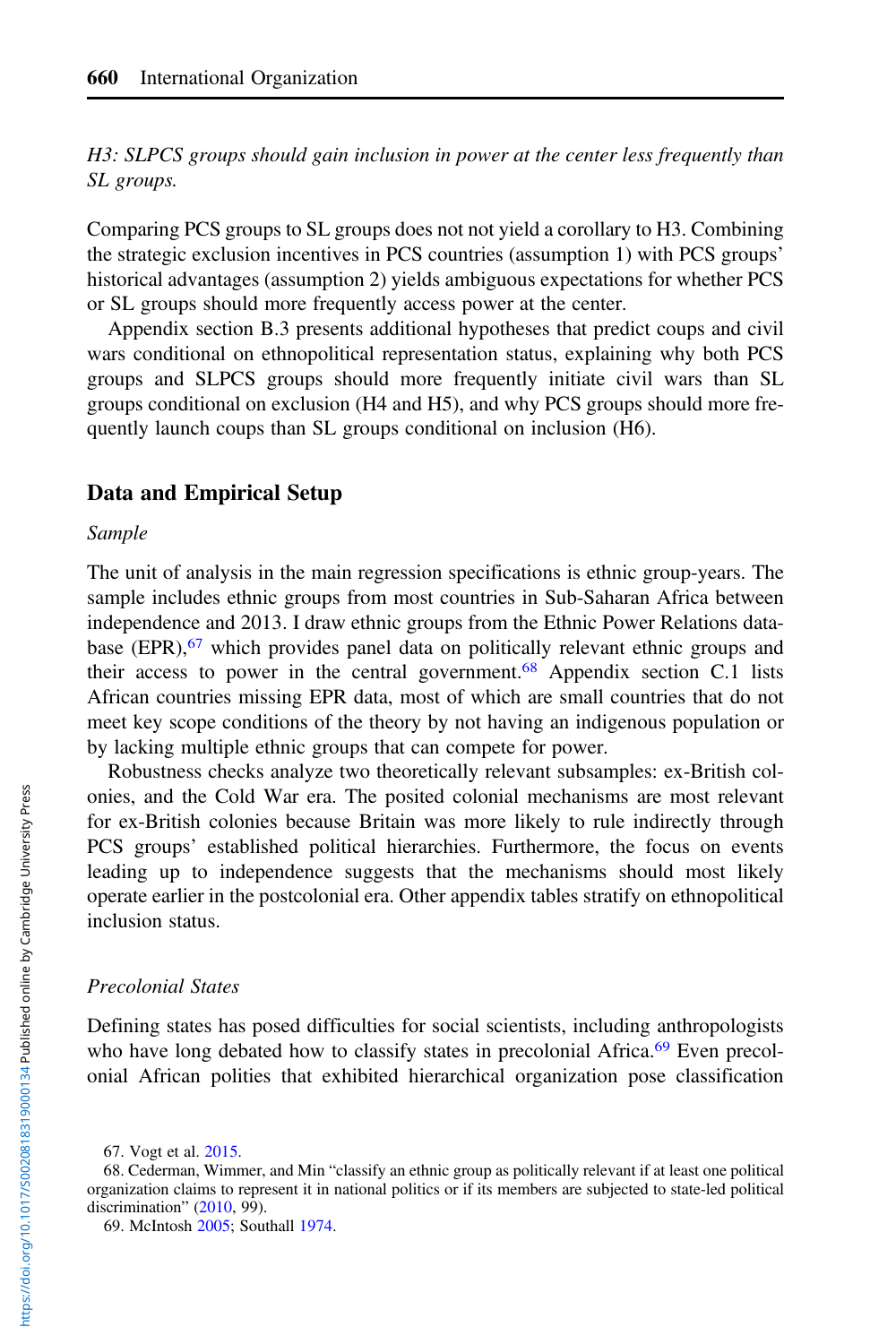*H3: SLPCS groups should gain inclusion in power at the center less frequently than SL groups.*

Comparing PCS groups to SL groups does not not yield a corollary to H3. Combining the strategic exclusion incentives in PCS countries (assumption 1) with PCS groups' historical advantages (assumption 2) yields ambiguous expectations for whether PCS or SL groups should more frequently access power at the center.

Appendix section B.3 presents additional hypotheses that predict coups and civil wars conditional on ethnopolitical representation status, explaining why both PCS groups and SLPCS groups should more frequently initiate civil wars than SL groups conditional on exclusion (H4 and H5), and why PCS groups should more frequently launch coups than SL groups conditional on inclusion (H6).

## Data and Empirical Setup

### *Sample*

The unit of analysis in the main regression specifications is ethnic group-years. The sample includes ethnic groups from most countries in Sub-Saharan Africa between independence and 2013. I draw ethnic groups from the Ethnic Power Relations database (EPR),[67] which provides panel data on politically relevant ethnic groups and their access to power in the central government.[68] Appendix section C.1 lists African countries missing EPR data, most of which are small countries that do not meet key scope conditions of the theory by not having an indigenous population or by lacking multiple ethnic groups that can compete for power.

Robustness checks analyze two theoretically relevant subsamples: ex-British colonies, and the Cold War era. The posited colonial mechanisms are most relevant for ex-British colonies because Britain was more likely to rule indirectly through PCS groups' established political hierarchies. Furthermore, the focus on events leading up to independence suggests that the mechanisms should most likely operate earlier in the postcolonial era. Other appendix tables stratify on ethnopolitical inclusion status.

### *Precolonial States*

Defining states has posed difficulties for social scientists, including anthropologists who have long debated how to classify states in precolonial Africa.[69] Even precolonial African polities that exhibited hierarchical organization pose classification

67. Vogt et al. 2015.

68. Cederman, Wimmer, and Min "classify an ethnic group as politically relevant if at least one political organization claims to represent it in national politics or if its members are subjected to state-led political discrimination" (2010, 99).

69. McIntosh 2005; Southall 1974.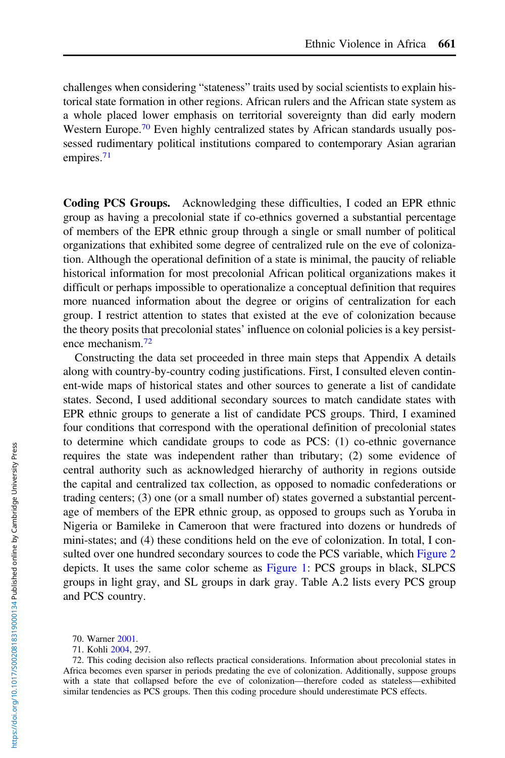challenges when considering "stateness" traits used by social scientists to explain historical state formation in other regions. African rulers and the African state system as a whole placed lower emphasis on territorial sovereignty than did early modern Western Europe.[70] Even highly centralized states by African standards usually possessed rudimentary political institutions compared to contemporary Asian agrarian empires.[71]

**Coding PCS Groups.** Acknowledging these difficulties, I coded an EPR ethnic group as having a precolonial state if co-ethnics governed a substantial percentage of members of the EPR ethnic group through a single or small number of political organizations that exhibited some degree of centralized rule on the eve of colonization. Although the operational definition of a state is minimal, the paucity of reliable historical information for most precolonial African political organizations makes it difficult or perhaps impossible to operationalize a conceptual definition that requires more nuanced information about the degree or origins of centralization for each group. I restrict attention to states that existed at the eve of colonization because the theory posits that precolonial states' influence on colonial policies is a key persistence mechanism.[72]

Constructing the data set proceeded in three main steps that Appendix A details along with country-by-country coding justifications. First, I consulted eleven continent-wide maps of historical states and other sources to generate a list of candidate states. Second, I used additional secondary sources to match candidate states with EPR ethnic groups to generate a list of candidate PCS groups. Third, I examined four conditions that correspond with the operational definition of precolonial states to determine which candidate groups to code as PCS: (1) co-ethnic governance requires the state was independent rather than tributary; (2) some evidence of central authority such as acknowledged hierarchy of authority in regions outside the capital and centralized tax collection, as opposed to nomadic confederations or trading centers; (3) one (or a small number of) states governed a substantial percentage of members of the EPR ethnic group, as opposed to groups such as Yoruba in Nigeria or Bamileke in Cameroon that were fractured into dozens or hundreds of mini-states; and (4) these conditions held on the eve of colonization. In total, I consulted over one hundred secondary sources to code the PCS variable, which Figure 2 depicts. It uses the same color scheme as Figure 1: PCS groups in black, SLPCS groups in light gray, and SL groups in dark gray. Table A.2 lists every PCS group and PCS country.

70. Warner 2001.

71. Kohli 2004, 297.

72. This coding decision also reflects practical considerations. Information about precolonial states in Africa becomes even sparser in periods predating the eve of colonization. Additionally, suppose groups with a state that collapsed before the eve of colonization—therefore coded as stateless—exhibited similar tendencies as PCS groups. Then this coding procedure should underestimate PCS effects.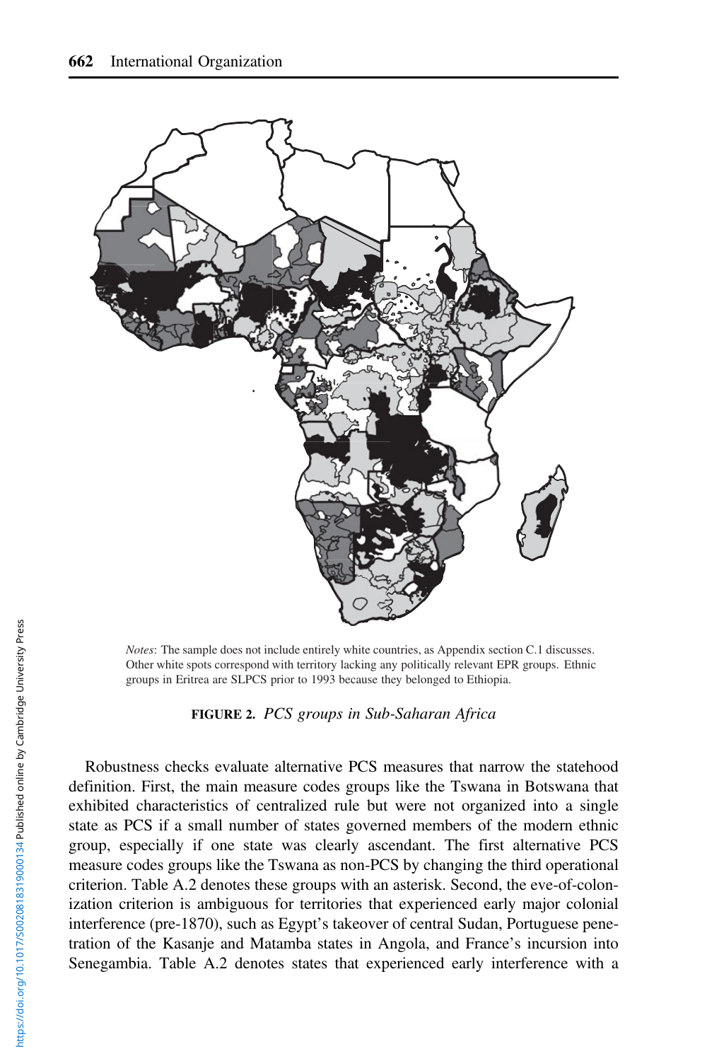*Notes*: The sample does not include entirely white countries, as Appendix section C.1 discusses. Other white spots correspond with territory lacking any politically relevant EPR groups. Ethnic groups in Eritrea are SLPCS prior to 1993 because they belonged to Ethiopia.

**FIGURE 2.** *PCS groups in Sub-Saharan Africa*

Robustness checks evaluate alternative PCS measures that narrow the statehood definition. First, the main measure codes groups like the Tswana in Botswana that exhibited characteristics of centralized rule but were not organized into a single state as PCS if a small number of states governed members of the modern ethnic group, especially if one state was clearly ascendant. The first alternative PCS measure codes groups like the Tswana as non-PCS by changing the third operational criterion. Table A.2 denotes these groups with an asterisk. Second, the eve-of-colonization criterion is ambiguous for territories that experienced early major colonial interference (pre-1870), such as Egypt's takeover of central Sudan, Portuguese penetration of the Kasanje and Matamba states in Angola, and France's incursion into Senegambia. Table A.2 denotes states that experienced early interference with a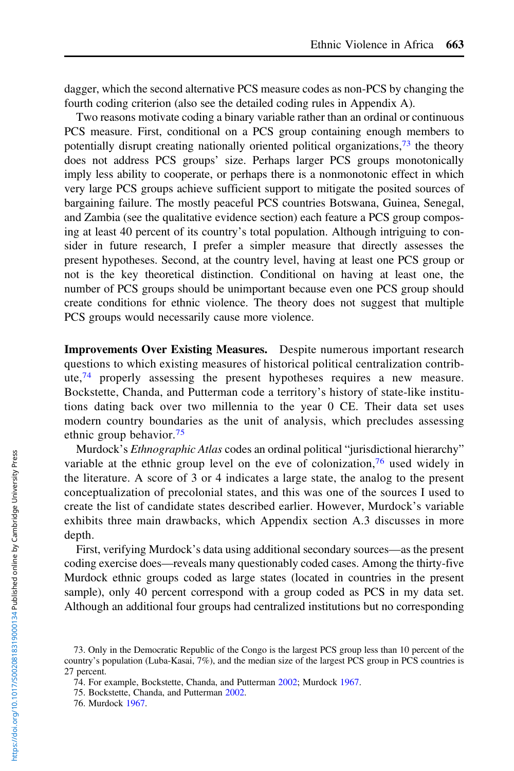dagger, which the second alternative PCS measure codes as non-PCS by changing the fourth coding criterion (also see the detailed coding rules in Appendix A).

Two reasons motivate coding a binary variable rather than an ordinal or continuous PCS measure. First, conditional on a PCS group containing enough members to potentially disrupt creating nationally oriented political organizations,[73] the theory does not address PCS groups' size. Perhaps larger PCS groups monotonically imply less ability to cooperate, or perhaps there is a nonmonotonic effect in which very large PCS groups achieve sufficient support to mitigate the posited sources of bargaining failure. The mostly peaceful PCS countries Botswana, Guinea, Senegal, and Zambia (see the qualitative evidence section) each feature a PCS group composing at least 40 percent of its country's total population. Although intriguing to consider in future research, I prefer a simpler measure that directly assesses the present hypotheses. Second, at the country level, having at least one PCS group or not is the key theoretical distinction. Conditional on having at least one, the number of PCS groups should be unimportant because even one PCS group should create conditions for ethnic violence. The theory does not suggest that multiple PCS groups would necessarily cause more violence.

**Improvements Over Existing Measures.** Despite numerous important research questions to which existing measures of historical political centralization contribute,[74] properly assessing the present hypotheses requires a new measure. Bockstette, Chanda, and Putterman code a territory's history of state-like institutions dating back over two millennia to the year 0 CE. Their data set uses modern country boundaries as the unit of analysis, which precludes assessing ethnic group behavior.[75]

Murdock's *Ethnographic Atlas* codes an ordinal political "jurisdictional hierarchy" variable at the ethnic group level on the eve of colonization,[76] used widely in the literature. A score of 3 or 4 indicates a large state, the analog to the present conceptualization of precolonial states, and this was one of the sources I used to create the list of candidate states described earlier. However, Murdock's variable exhibits three main drawbacks, which Appendix section A.3 discusses in more depth.

First, verifying Murdock's data using additional secondary sources—as the present coding exercise does—reveals many questionably coded cases. Among the thirty-five Murdock ethnic groups coded as large states (located in countries in the present sample), only 40 percent correspond with a group coded as PCS in my data set. Although an additional four groups had centralized institutions but no corresponding

73. Only in the Democratic Republic of the Congo is the largest PCS group less than 10 percent of the country's population (Luba-Kasai, 7%), and the median size of the largest PCS group in PCS countries is 27 percent.

74. For example, Bockstette, Chanda, and Putterman 2002; Murdock 1967.

75. Bockstette, Chanda, and Putterman 2002.

76. Murdock 1967.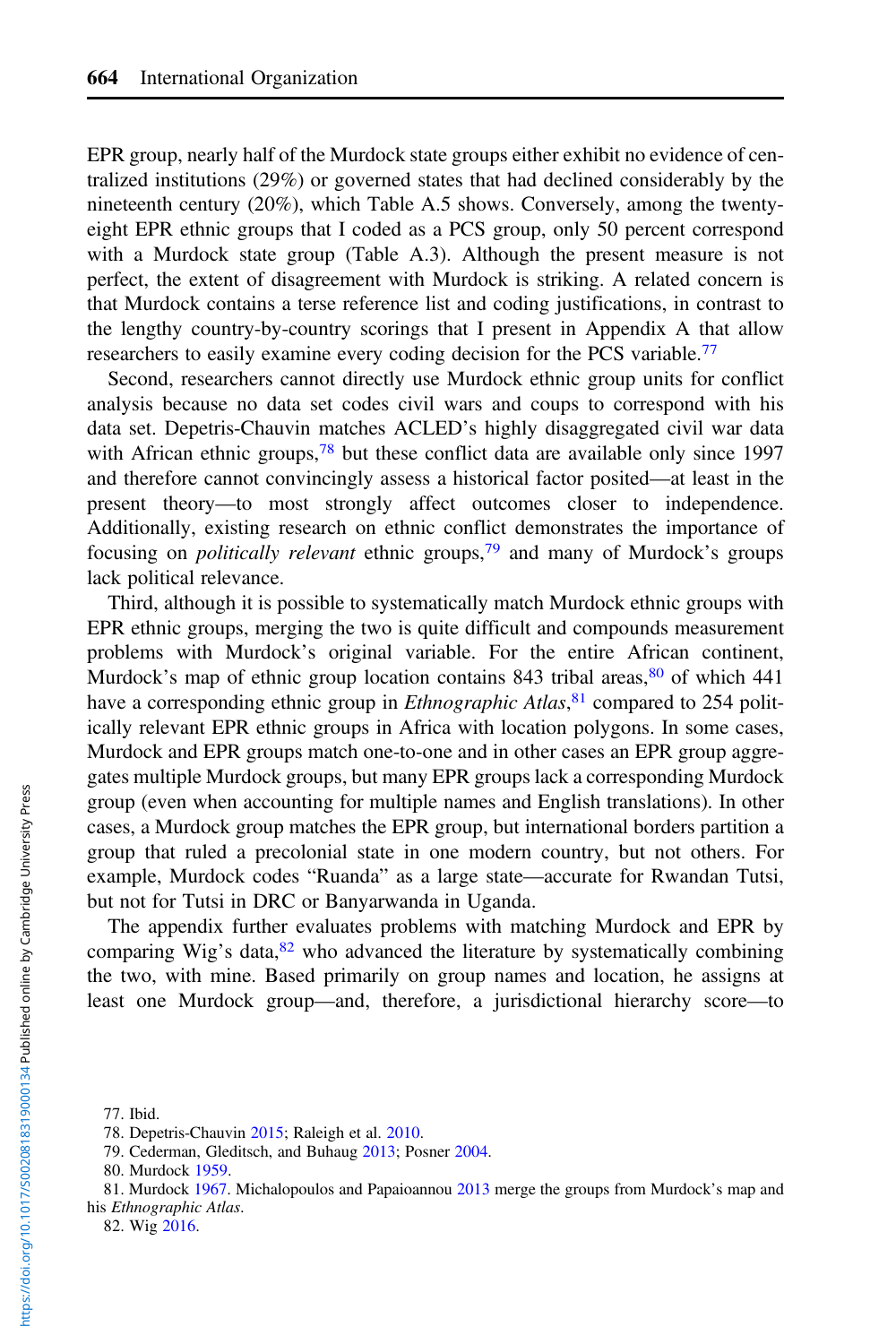EPR group, nearly half of the Murdock state groups either exhibit no evidence of centralized institutions (29%) or governed states that had declined considerably by the nineteenth century (20%), which Table A.5 shows. Conversely, among the twenty-eight EPR ethnic groups that I coded as a PCS group, only 50 percent correspond with a Murdock state group (Table A.3). Although the present measure is not perfect, the extent of disagreement with Murdock is striking. A related concern is that Murdock contains a terse reference list and coding justifications, in contrast to the lengthy country-by-country scorings that I present in Appendix A that allow researchers to easily examine every coding decision for the PCS variable.[77]

Second, researchers cannot directly use Murdock ethnic group units for conflict analysis because no data set codes civil wars and coups to correspond with his data set. Depetris-Chauvin matches ACLED's highly disaggregated civil war data with African ethnic groups,[78] but these conflict data are available only since 1997 and therefore cannot convincingly assess a historical factor posited—at least in the present theory—to most strongly affect outcomes closer to independence. Additionally, existing research on ethnic conflict demonstrates the importance of focusing on *politically relevant* ethnic groups,[79] and many of Murdock's groups lack political relevance.

Third, although it is possible to systematically match Murdock ethnic groups with EPR ethnic groups, merging the two is quite difficult and compounds measurement problems with Murdock's original variable. For the entire African continent, Murdock's map of ethnic group location contains 843 tribal areas,[80] of which 441 have a corresponding ethnic group in *Ethnographic Atlas*,[81] compared to 254 politically relevant EPR ethnic groups in Africa with location polygons. In some cases, Murdock and EPR groups match one-to-one and in other cases an EPR group aggregates multiple Murdock groups, but many EPR groups lack a corresponding Murdock group (even when accounting for multiple names and English translations). In other cases, a Murdock group matches the EPR group, but international borders partition a group that ruled a precolonial state in one modern country, but not others. For example, Murdock codes "Ruanda" as a large state—accurate for Rwandan Tutsi, but not for Tutsi in DRC or Banyarwanda in Uganda.

The appendix further evaluates problems with matching Murdock and EPR by comparing Wig's data,[82] who advanced the literature by systematically combining the two, with mine. Based primarily on group names and location, he assigns at least one Murdock group—and, therefore, a jurisdictional hierarchy score—to

77. Ibid.

78. Depetris-Chauvin 2015; Raleigh et al. 2010.

79. Cederman, Gleditsch, and Buhaug 2013; Posner 2004.

80. Murdock 1959.

81. Murdock 1967. Michalopoulos and Papaioannou 2013 merge the groups from Murdock's map and his *Ethnographic Atlas*.

82. Wig 2016.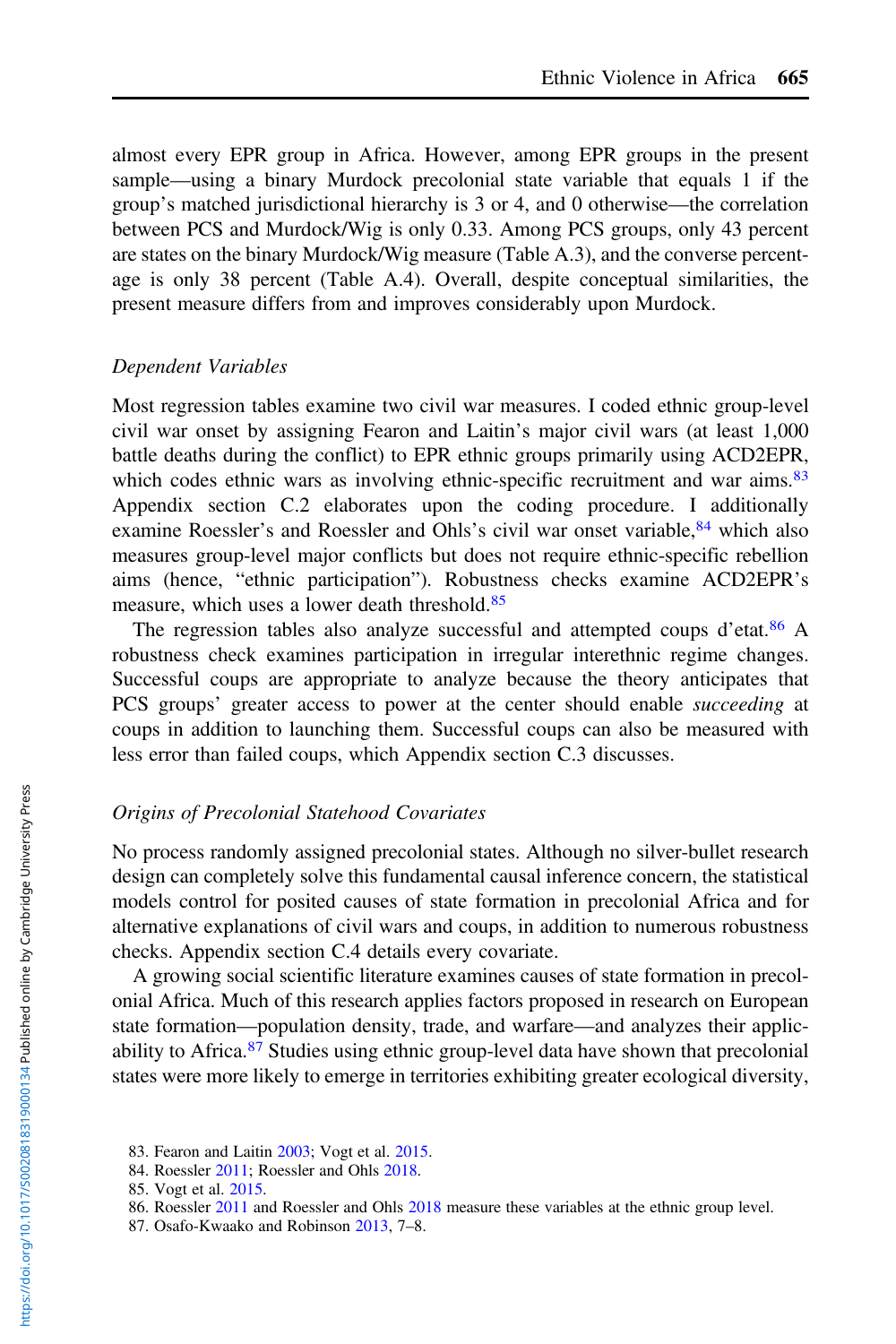almost every EPR group in Africa. However, among EPR groups in the present sample—using a binary Murdock precolonial state variable that equals 1 if the group's matched jurisdictional hierarchy is 3 or 4, and 0 otherwise—the correlation between PCS and Murdock/Wig is only 0.33. Among PCS groups, only 43 percent are states on the binary Murdock/Wig measure (Table A.3), and the converse percentage is only 38 percent (Table A.4). Overall, despite conceptual similarities, the present measure differs from and improves considerably upon Murdock.

### *Dependent Variables*

Most regression tables examine two civil war measures. I coded ethnic group-level civil war onset by assigning Fearon and Laitin's major civil wars (at least 1,000 battle deaths during the conflict) to EPR ethnic groups primarily using ACD2EPR, which codes ethnic wars as involving ethnic-specific recruitment and war aims.[83] Appendix section C.2 elaborates upon the coding procedure. I additionally examine Roessler's and Roessler and Ohls's civil war onset variable,[84] which also measures group-level major conflicts but does not require ethnic-specific rebellion aims (hence, "ethnic participation"). Robustness checks examine ACD2EPR's measure, which uses a lower death threshold.[85]

The regression tables also analyze successful and attempted coups d'etat.[86] A robustness check examines participation in irregular interethnic regime changes. Successful coups are appropriate to analyze because the theory anticipates that PCS groups' greater access to power at the center should enable *succeeding* at coups in addition to launching them. Successful coups can also be measured with less error than failed coups, which Appendix section C.3 discusses.

### *Origins of Precolonial Statehood Covariates*

No process randomly assigned precolonial states. Although no silver-bullet research design can completely solve this fundamental causal inference concern, the statistical models control for posited causes of state formation in precolonial Africa and for alternative explanations of civil wars and coups, in addition to numerous robustness checks. Appendix section C.4 details every covariate.

A growing social scientific literature examines causes of state formation in precolonial Africa. Much of this research applies factors proposed in research on European state formation—population density, trade, and warfare—and analyzes their applicability to Africa.[87] Studies using ethnic group-level data have shown that precolonial states were more likely to emerge in territories exhibiting greater ecological diversity,

83. Fearon and Laitin 2003; Vogt et al. 2015.
84. Roessler 2011; Roessler and Ohls 2018.
85. Vogt et al. 2015.
86. Roessler 2011 and Roessler and Ohls 2018 measure these variables at the ethnic group level.
87. Osafo-Kwaako and Robinson 2013, 7–8.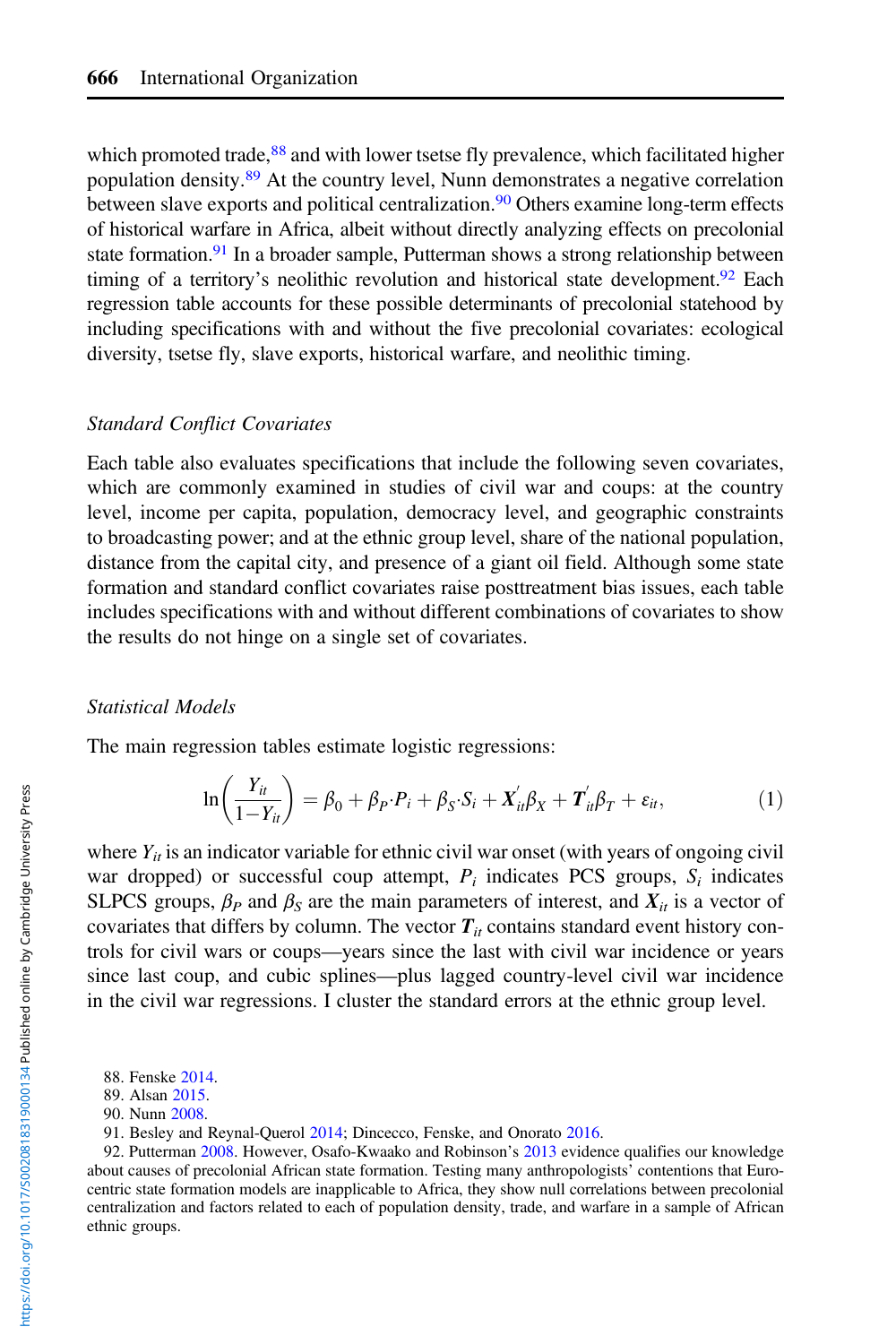which promoted trade,[88] and with lower tsetse fly prevalence, which facilitated higher population density.[89] At the country level, Nunn demonstrates a negative correlation between slave exports and political centralization.[90] Others examine long-term effects of historical warfare in Africa, albeit without directly analyzing effects on precolonial state formation.[91] In a broader sample, Putterman shows a strong relationship between timing of a territory's neolithic revolution and historical state development.[92] Each regression table accounts for these possible determinants of precolonial statehood by including specifications with and without the five precolonial covariates: ecological diversity, tsetse fly, slave exports, historical warfare, and neolithic timing.

### *Standard Conflict Covariates*

Each table also evaluates specifications that include the following seven covariates, which are commonly examined in studies of civil war and coups: at the country level, income per capita, population, democracy level, and geographic constraints to broadcasting power; and at the ethnic group level, share of the national population, distance from the capital city, and presence of a giant oil field. Although some state formation and standard conflict covariates raise posttreatment bias issues, each table includes specifications with and without different combinations of covariates to show the results do not hinge on a single set of covariates.

### *Statistical Models*

The main regression tables estimate logistic regressions:

$$\ln\left(\frac{Y_{it}}{1-Y_{it}}\right) = \beta_0 + \beta_P \cdot P_i + \beta_S \cdot S_i + \boldsymbol{X}'_{it}\beta_X + \boldsymbol{T}'_{it}\beta_T + \varepsilon_{it}, \tag{1}$$

where $Y_{it}$ is an indicator variable for ethnic civil war onset (with years of ongoing civil war dropped) or successful coup attempt, $P_i$ indicates PCS groups, $S_i$ indicates SLPCS groups, $\beta_P$ and $\beta_S$ are the main parameters of interest, and $\boldsymbol{X}_{it}$ is a vector of covariates that differs by column. The vector $\boldsymbol{T}_{it}$ contains standard event history controls for civil wars or coups—years since the last with civil war incidence or years since last coup, and cubic splines—plus lagged country-level civil war incidence in the civil war regressions. I cluster the standard errors at the ethnic group level.

88. Fenske 2014.
89. Alsan 2015.
90. Nunn 2008.
91. Besley and Reynal-Querol 2014; Dincecco, Fenske, and Onorato 2016.
92. Putterman 2008. However, Osafo-Kwaako and Robinson's 2013 evidence qualifies our knowledge about causes of precolonial African state formation. Testing many anthropologists' contentions that Eurocentric state formation models are inapplicable to Africa, they show null correlations between precolonial centralization and factors related to each of population density, trade, and warfare in a sample of African ethnic groups.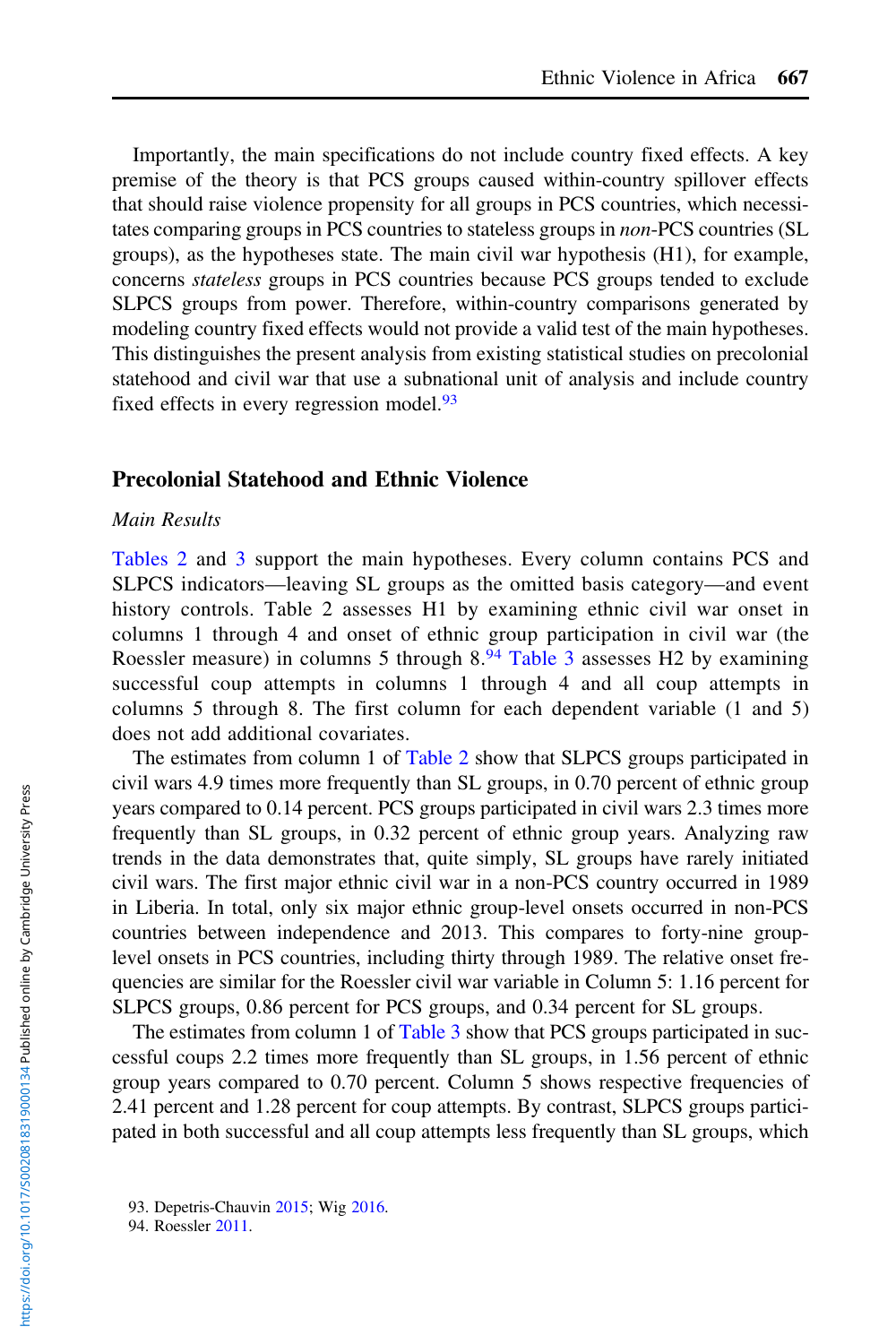Importantly, the main specifications do not include country fixed effects. A key premise of the theory is that PCS groups caused within-country spillover effects that should raise violence propensity for all groups in PCS countries, which necessitates comparing groups in PCS countries to stateless groups in *non*-PCS countries (SL groups), as the hypotheses state. The main civil war hypothesis (H1), for example, concerns *stateless* groups in PCS countries because PCS groups tended to exclude SLPCS groups from power. Therefore, within-country comparisons generated by modeling country fixed effects would not provide a valid test of the main hypotheses. This distinguishes the present analysis from existing statistical studies on precolonial statehood and civil war that use a subnational unit of analysis and include country fixed effects in every regression model.[93]

## Precolonial Statehood and Ethnic Violence

### *Main Results*

Tables 2 and 3 support the main hypotheses. Every column contains PCS and SLPCS indicators—leaving SL groups as the omitted basis category—and event history controls. Table 2 assesses H1 by examining ethnic civil war onset in columns 1 through 4 and onset of ethnic group participation in civil war (the Roessler measure) in columns 5 through 8.[94] Table 3 assesses H2 by examining successful coup attempts in columns 1 through 4 and all coup attempts in columns 5 through 8. The first column for each dependent variable (1 and 5) does not add additional covariates.

The estimates from column 1 of Table 2 show that SLPCS groups participated in civil wars 4.9 times more frequently than SL groups, in 0.70 percent of ethnic group years compared to 0.14 percent. PCS groups participated in civil wars 2.3 times more frequently than SL groups, in 0.32 percent of ethnic group years. Analyzing raw trends in the data demonstrates that, quite simply, SL groups have rarely initiated civil wars. The first major ethnic civil war in a non-PCS country occurred in 1989 in Liberia. In total, only six major ethnic group-level onsets occurred in non-PCS countries between independence and 2013. This compares to forty-nine group-level onsets in PCS countries, including thirty through 1989. The relative onset frequencies are similar for the Roessler civil war variable in Column 5: 1.16 percent for SLPCS groups, 0.86 percent for PCS groups, and 0.34 percent for SL groups.

The estimates from column 1 of Table 3 show that PCS groups participated in successful coups 2.2 times more frequently than SL groups, in 1.56 percent of ethnic group years compared to 0.70 percent. Column 5 shows respective frequencies of 2.41 percent and 1.28 percent for coup attempts. By contrast, SLPCS groups participated in both successful and all coup attempts less frequently than SL groups, which

93. Depetris-Chauvin 2015; Wig 2016.

94. Roessler 2011.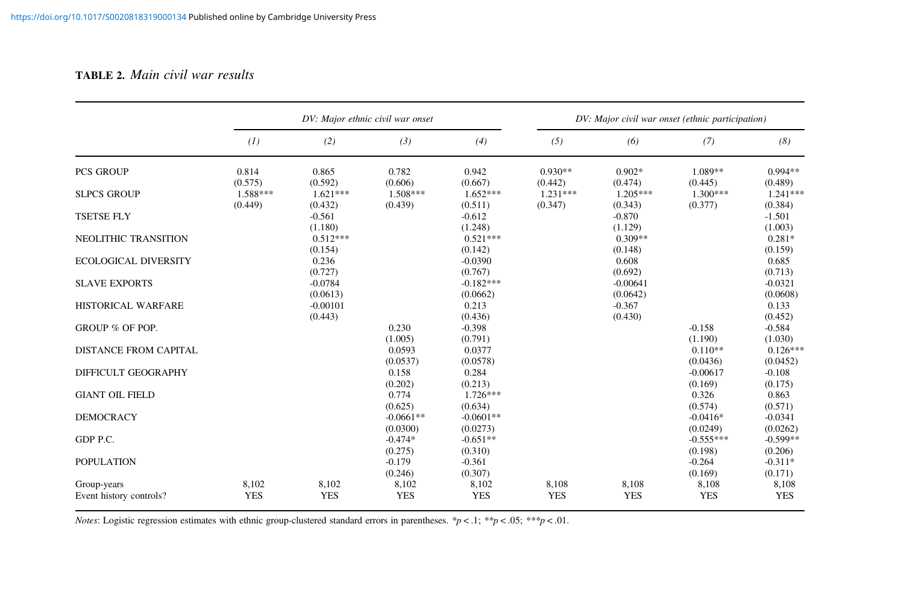**TABLE 2.** *Main civil war results*

| | *DV: Major ethnic civil war onset* | | | | *DV: Major civil war onset (ethnic participation)* | | | |
|---|---|---|---|---|---|---|---|---|
| | *(1)* | *(2)* | *(3)* | *(4)* | *(5)* | *(6)* | *(7)* | *(8)* |
| PCS GROUP | 0.814 | 0.865 | 0.782 | 0.942 | 0.930** | 0.902* | 1.089** | 0.994** |
| | (0.575) | (0.592) | (0.606) | (0.667) | (0.442) | (0.474) | (0.445) | (0.489) |
| SLPCS GROUP | 1.588*** | 1.621*** | 1.508*** | 1.652*** | 1.231*** | 1.205*** | 1.300*** | 1.241*** |
| | (0.449) | (0.432) | (0.439) | (0.511) | (0.347) | (0.343) | (0.377) | (0.384) |
| TSETSE FLY | | -0.561 | | -0.612 | | -0.870 | | -1.501 |
| | | (1.180) | | (1.248) | | (1.129) | | (1.003) |
| NEOLITHIC TRANSITION | | 0.512*** | | 0.521*** | | 0.309** | | 0.281* |
| | | (0.154) | | (0.142) | | (0.148) | | (0.159) |
| ECOLOGICAL DIVERSITY | | 0.236 | | -0.0390 | | 0.608 | | 0.685 |
| | | (0.727) | | (0.767) | | (0.692) | | (0.713) |
| SLAVE EXPORTS | | -0.0784 | | -0.182*** | | -0.00641 | | -0.0321 |
| | | (0.0613) | | (0.0662) | | (0.0642) | | (0.0608) |
| HISTORICAL WARFARE | | -0.00101 | | 0.213 | | -0.367 | | 0.133 |
| | | (0.443) | | (0.436) | | (0.430) | | (0.452) |
| GROUP % OF POP. | | | 0.230 | -0.398 | | | -0.158 | -0.584 |
| | | | (1.005) | (0.791) | | | (1.190) | (1.030) |
| DISTANCE FROM CAPITAL | | | 0.0593 | 0.0377 | | | 0.110** | 0.126*** |
| | | | (0.0537) | (0.0578) | | | (0.0436) | (0.0452) |
| DIFFICULT GEOGRAPHY | | | 0.158 | 0.284 | | | -0.00617 | -0.108 |
| | | | (0.202) | (0.213) | | | (0.169) | (0.175) |
| GIANT OIL FIELD | | | 0.774 | 1.726*** | | | 0.326 | 0.863 |
| | | | (0.625) | (0.634) | | | (0.574) | (0.571) |
| DEMOCRACY | | | -0.0661** | -0.0601** | | | -0.0416* | -0.0341 |
| | | | (0.0300) | (0.0273) | | | (0.0249) | (0.0262) |
| GDP P.C. | | | -0.474* | -0.651** | | | -0.555*** | -0.599** |
| | | | (0.275) | (0.310) | | | (0.198) | (0.206) |
| POPULATION | | | -0.179 | -0.361 | | | -0.264 | -0.311* |
| | | | (0.246) | (0.307) | | | (0.169) | (0.171) |
| Group-years | 8,102 | 8,102 | 8,102 | 8,102 | 8,108 | 8,108 | 8,108 | 8,108 |
| Event history controls? | YES | YES | YES | YES | YES | YES | YES | YES |

*Notes*: Logistic regression estimates with ethnic group-clustered standard errors in parentheses. *$p < .1$; **$p < .05$; ***$p < .01$.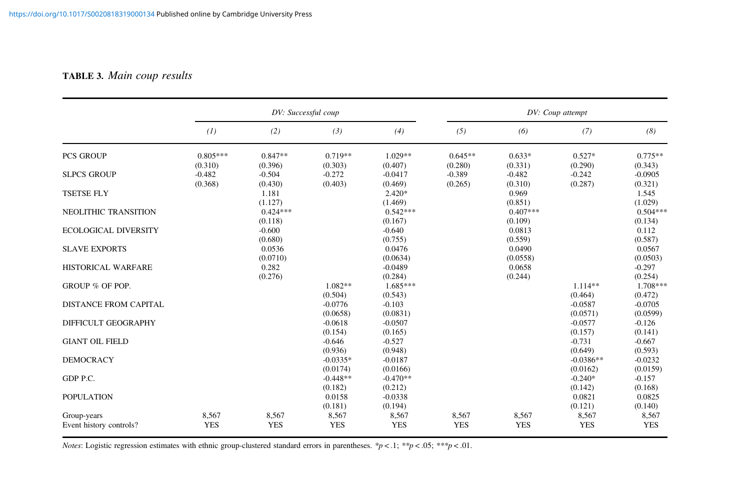**TABLE 3.** *Main coup results*

| | *DV: Successful coup* | | | | *DV: Coup attempt* | | | |
|---|---|---|---|---|---|---|---|---|
| | *(1)* | *(2)* | *(3)* | *(4)* | *(5)* | *(6)* | *(7)* | *(8)* |
| PCS GROUP | 0.805*** | 0.847** | 0.719** | 1.029** | 0.645** | 0.633* | 0.527* | 0.775** |
| | (0.310) | (0.396) | (0.303) | (0.407) | (0.280) | (0.331) | (0.290) | (0.343) |
| SLPCS GROUP | -0.482 | -0.504 | -0.272 | -0.0417 | -0.389 | -0.482 | -0.242 | -0.0905 |
| | (0.368) | (0.430) | (0.403) | (0.469) | (0.265) | (0.310) | (0.287) | (0.321) |
| TSETSE FLY | | 1.181 | | 2.420* | | 0.969 | | 1.545 |
| | | (1.127) | | (1.469) | | (0.851) | | (1.029) |
| NEOLITHIC TRANSITION | | 0.424*** | | 0.542*** | | 0.407*** | | 0.504*** |
| | | (0.118) | | (0.167) | | (0.109) | | (0.134) |
| ECOLOGICAL DIVERSITY | | -0.600 | | -0.640 | | 0.0813 | | 0.112 |
| | | (0.680) | | (0.755) | | (0.559) | | (0.587) |
| SLAVE EXPORTS | | 0.0536 | | 0.0476 | | 0.0490 | | 0.0567 |
| | | (0.0710) | | (0.0634) | | (0.0558) | | (0.0503) |
| HISTORICAL WARFARE | | 0.282 | | -0.0489 | | 0.0658 | | -0.297 |
| | | (0.276) | | (0.284) | | (0.244) | | (0.254) |
| GROUP % OF POP. | | | 1.082** | 1.685*** | | | 1.114** | 1.708*** |
| | | | (0.504) | (0.543) | | | (0.464) | (0.472) |
| DISTANCE FROM CAPITAL | | | -0.0776 | -0.103 | | | -0.0587 | -0.0705 |
| | | | (0.0658) | (0.0831) | | | (0.0571) | (0.0599) |
| DIFFICULT GEOGRAPHY | | | -0.0618 | -0.0507 | | | -0.0577 | -0.126 |
| | | | (0.154) | (0.165) | | | (0.157) | (0.141) |
| GIANT OIL FIELD | | | -0.646 | -0.527 | | | -0.731 | -0.667 |
| | | | (0.936) | (0.948) | | | (0.649) | (0.593) |
| DEMOCRACY | | | -0.0335* | -0.0187 | | | -0.0386** | -0.0232 |
| | | | (0.0174) | (0.0166) | | | (0.0162) | (0.0159) |
| GDP P.C. | | | -0.448** | -0.470** | | | -0.240* | -0.157 |
| | | | (0.182) | (0.212) | | | (0.142) | (0.168) |
| POPULATION | | | 0.0158 | -0.0338 | | | 0.0821 | 0.0825 |
| | | | (0.181) | (0.194) | | | (0.121) | (0.140) |
| Group-years | 8,567 | 8,567 | 8,567 | 8,567 | 8,567 | 8,567 | 8,567 | 8,567 |
| Event history controls? | YES | YES | YES | YES | YES | YES | YES | YES |

*Notes*: Logistic regression estimates with ethnic group-clustered standard errors in parentheses. *$p < .1$; **$p < .05$; ***$p < .01$.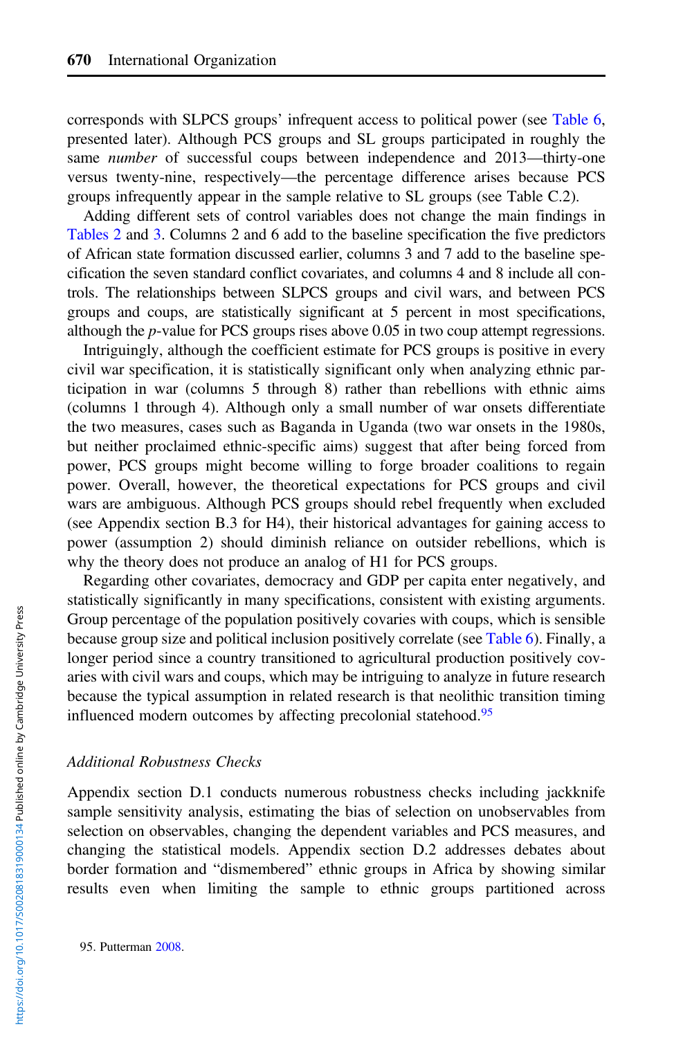corresponds with SLPCS groups' infrequent access to political power (see Table 6, presented later). Although PCS groups and SL groups participated in roughly the same *number* of successful coups between independence and 2013—thirty-one versus twenty-nine, respectively—the percentage difference arises because PCS groups infrequently appear in the sample relative to SL groups (see Table C.2).

Adding different sets of control variables does not change the main findings in Tables 2 and 3. Columns 2 and 6 add to the baseline specification the five predictors of African state formation discussed earlier, columns 3 and 7 add to the baseline specification the seven standard conflict covariates, and columns 4 and 8 include all controls. The relationships between SLPCS groups and civil wars, and between PCS groups and coups, are statistically significant at 5 percent in most specifications, although the *p*-value for PCS groups rises above 0.05 in two coup attempt regressions.

Intriguingly, although the coefficient estimate for PCS groups is positive in every civil war specification, it is statistically significant only when analyzing ethnic participation in war (columns 5 through 8) rather than rebellions with ethnic aims (columns 1 through 4). Although only a small number of war onsets differentiate the two measures, cases such as Baganda in Uganda (two war onsets in the 1980s, but neither proclaimed ethnic-specific aims) suggest that after being forced from power, PCS groups might become willing to forge broader coalitions to regain power. Overall, however, the theoretical expectations for PCS groups and civil wars are ambiguous. Although PCS groups should rebel frequently when excluded (see Appendix section B.3 for H4), their historical advantages for gaining access to power (assumption 2) should diminish reliance on outsider rebellions, which is why the theory does not produce an analog of H1 for PCS groups.

Regarding other covariates, democracy and GDP per capita enter negatively, and statistically significantly in many specifications, consistent with existing arguments. Group percentage of the population positively covaries with coups, which is sensible because group size and political inclusion positively correlate (see Table 6). Finally, a longer period since a country transitioned to agricultural production positively covaries with civil wars and coups, which may be intriguing to analyze in future research because the typical assumption in related research is that neolithic transition timing influenced modern outcomes by affecting precolonial statehood.[95]

### *Additional Robustness Checks*

Appendix section D.1 conducts numerous robustness checks including jackknife sample sensitivity analysis, estimating the bias of selection on unobservables from selection on observables, changing the dependent variables and PCS measures, and changing the statistical models. Appendix section D.2 addresses debates about border formation and "dismembered" ethnic groups in Africa by showing similar results even when limiting the sample to ethnic groups partitioned across

95. Putterman 2008.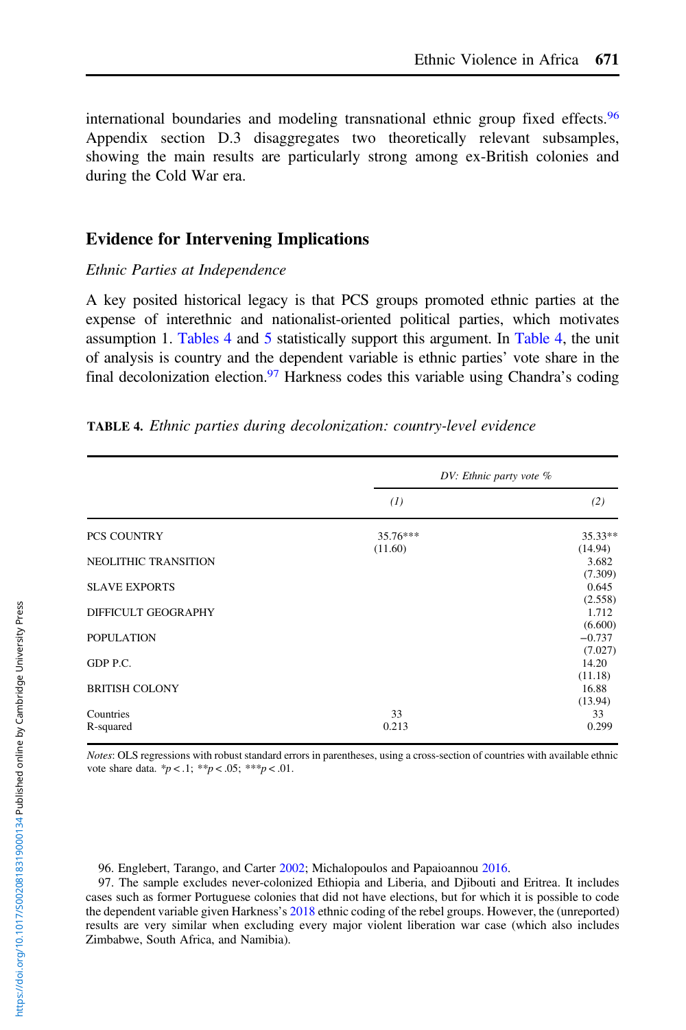international boundaries and modeling transnational ethnic group fixed effects.[96] Appendix section D.3 disaggregates two theoretically relevant subsamples, showing the main results are particularly strong among ex-British colonies and during the Cold War era.

## Evidence for Intervening Implications

### *Ethnic Parties at Independence*

A key posited historical legacy is that PCS groups promoted ethnic parties at the expense of interethnic and nationalist-oriented political parties, which motivates assumption 1. Tables 4 and 5 statistically support this argument. In Table 4, the unit of analysis is country and the dependent variable is ethnic parties' vote share in the final decolonization election.[97] Harkness codes this variable using Chandra's coding

**TABLE 4.** *Ethnic parties during decolonization: country-level evidence*

| | *DV: Ethnic party vote %* | |
|---|---|---|
| | *(1)* | *(2)* |
| PCS COUNTRY | 35.76*** | 35.33** |
| | (11.60) | (14.94) |
| NEOLITHIC TRANSITION | | 3.682 |
| | | (7.309) |
| SLAVE EXPORTS | | 0.645 |
| | | (2.558) |
| DIFFICULT GEOGRAPHY | | 1.712 |
| | | (6.600) |
| POPULATION | | −0.737 |
| | | (7.027) |
| GDP P.C. | | 14.20 |
| | | (11.18) |
| BRITISH COLONY | | 16.88 |
| | | (13.94) |
| Countries | 33 | 33 |
| R-squared | 0.213 | 0.299 |

*Notes*: OLS regressions with robust standard errors in parentheses, using a cross-section of countries with available ethnic vote share data. $*p < .1$; $**p < .05$; $***p < .01$.

96. Englebert, Tarango, and Carter 2002; Michalopoulos and Papaioannou 2016.

97. The sample excludes never-colonized Ethiopia and Liberia, and Djibouti and Eritrea. It includes cases such as former Portuguese colonies that did not have elections, but for which it is possible to code the dependent variable given Harkness's 2018 ethnic coding of the rebel groups. However, the (unreported) results are very similar when excluding every major violent liberation war case (which also includes Zimbabwe, South Africa, and Namibia).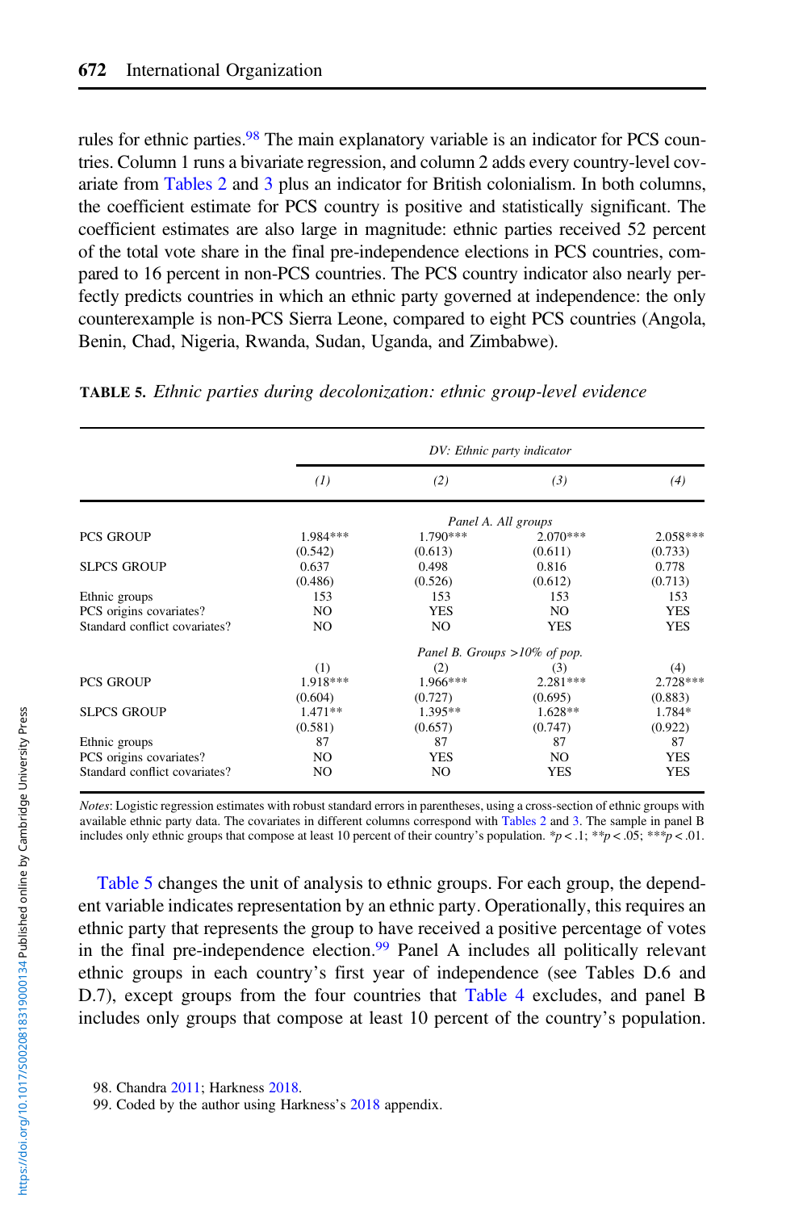rules for ethnic parties.[98] The main explanatory variable is an indicator for PCS countries. Column 1 runs a bivariate regression, and column 2 adds every country-level covariate from Tables 2 and 3 plus an indicator for British colonialism. In both columns, the coefficient estimate for PCS country is positive and statistically significant. The coefficient estimates are also large in magnitude: ethnic parties received 52 percent of the total vote share in the final pre-independence elections in PCS countries, compared to 16 percent in non-PCS countries. The PCS country indicator also nearly perfectly predicts countries in which an ethnic party governed at independence: the only counterexample is non-PCS Sierra Leone, compared to eight PCS countries (Angola, Benin, Chad, Nigeria, Rwanda, Sudan, Uganda, and Zimbabwe).

**TABLE 5.** *Ethnic parties during decolonization: ethnic group-level evidence*

| | *DV: Ethnic party indicator* | | | |
|---|---|---|---|---|
| | *(1)* | *(2)* | *(3)* | *(4)* |
| | *Panel A. All groups* | | | |
| PCS GROUP | 1.984*** | 1.790*** | 2.070*** | 2.058*** |
| | (0.542) | (0.613) | (0.611) | (0.733) |
| SLPCS GROUP | 0.637 | 0.498 | 0.816 | 0.778 |
| | (0.486) | (0.526) | (0.612) | (0.713) |
| Ethnic groups | 153 | 153 | 153 | 153 |
| PCS origins covariates? | NO | YES | NO | YES |
| Standard conflict covariates? | NO | NO | YES | YES |
| | *Panel B. Groups >10% of pop.* | | | |
| | (1) | (2) | (3) | (4) |
| PCS GROUP | 1.918*** | 1.966*** | 2.281*** | 2.728*** |
| | (0.604) | (0.727) | (0.695) | (0.883) |
| SLPCS GROUP | 1.471** | 1.395** | 1.628** | 1.784* |
| | (0.581) | (0.657) | (0.747) | (0.922) |
| Ethnic groups | 87 | 87 | 87 | 87 |
| PCS origins covariates? | NO | YES | NO | YES |
| Standard conflict covariates? | NO | NO | YES | YES |

*Notes*: Logistic regression estimates with robust standard errors in parentheses, using a cross-section of ethnic groups with available ethnic party data. The covariates in different columns correspond with Tables 2 and 3. The sample in panel B includes only ethnic groups that compose at least 10 percent of their country's population. *$p < .1$; **$p < .05$; ***$p < .01$.

Table 5 changes the unit of analysis to ethnic groups. For each group, the dependent variable indicates representation by an ethnic party. Operationally, this requires an ethnic party that represents the group to have received a positive percentage of votes in the final pre-independence election.[99] Panel A includes all politically relevant ethnic groups in each country's first year of independence (see Tables D.6 and D.7), except groups from the four countries that Table 4 excludes, and panel B includes only groups that compose at least 10 percent of the country's population.

98. Chandra 2011; Harkness 2018.

99. Coded by the author using Harkness's 2018 appendix.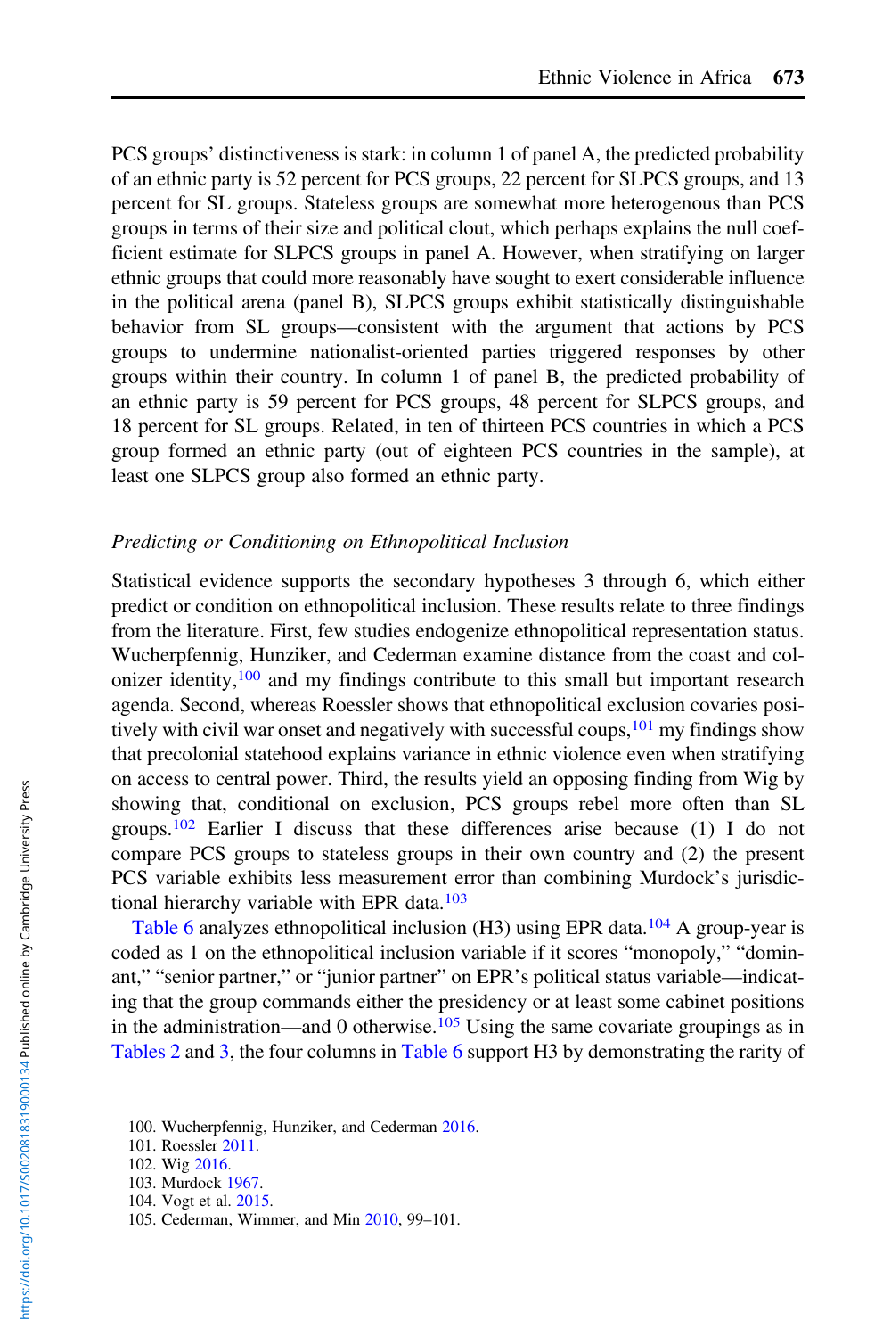PCS groups' distinctiveness is stark: in column 1 of panel A, the predicted probability of an ethnic party is 52 percent for PCS groups, 22 percent for SLPCS groups, and 13 percent for SL groups. Stateless groups are somewhat more heterogenous than PCS groups in terms of their size and political clout, which perhaps explains the null coefficient estimate for SLPCS groups in panel A. However, when stratifying on larger ethnic groups that could more reasonably have sought to exert considerable influence in the political arena (panel B), SLPCS groups exhibit statistically distinguishable behavior from SL groups—consistent with the argument that actions by PCS groups to undermine nationalist-oriented parties triggered responses by other groups within their country. In column 1 of panel B, the predicted probability of an ethnic party is 59 percent for PCS groups, 48 percent for SLPCS groups, and 18 percent for SL groups. Related, in ten of thirteen PCS countries in which a PCS group formed an ethnic party (out of eighteen PCS countries in the sample), at least one SLPCS group also formed an ethnic party.

### *Predicting or Conditioning on Ethnopolitical Inclusion*

Statistical evidence supports the secondary hypotheses 3 through 6, which either predict or condition on ethnopolitical inclusion. These results relate to three findings from the literature. First, few studies endogenize ethnopolitical representation status. Wucherpfennig, Hunziker, and Cederman examine distance from the coast and colonizer identity,[100] and my findings contribute to this small but important research agenda. Second, whereas Roessler shows that ethnopolitical exclusion covaries positively with civil war onset and negatively with successful coups,[101] my findings show that precolonial statehood explains variance in ethnic violence even when stratifying on access to central power. Third, the results yield an opposing finding from Wig by showing that, conditional on exclusion, PCS groups rebel more often than SL groups.[102] Earlier I discuss that these differences arise because (1) I do not compare PCS groups to stateless groups in their own country and (2) the present PCS variable exhibits less measurement error than combining Murdock's jurisdictional hierarchy variable with EPR data.[103]

Table 6 analyzes ethnopolitical inclusion (H3) using EPR data.[104] A group-year is coded as 1 on the ethnopolitical inclusion variable if it scores "monopoly," "dominant," "senior partner," or "junior partner" on EPR's political status variable—indicating that the group commands either the presidency or at least some cabinet positions in the administration—and 0 otherwise.[105] Using the same covariate groupings as in Tables 2 and 3, the four columns in Table 6 support H3 by demonstrating the rarity of

100. Wucherpfennig, Hunziker, and Cederman 2016.
101. Roessler 2011.
102. Wig 2016.
103. Murdock 1967.
104. Vogt et al. 2015.
105. Cederman, Wimmer, and Min 2010, 99–101.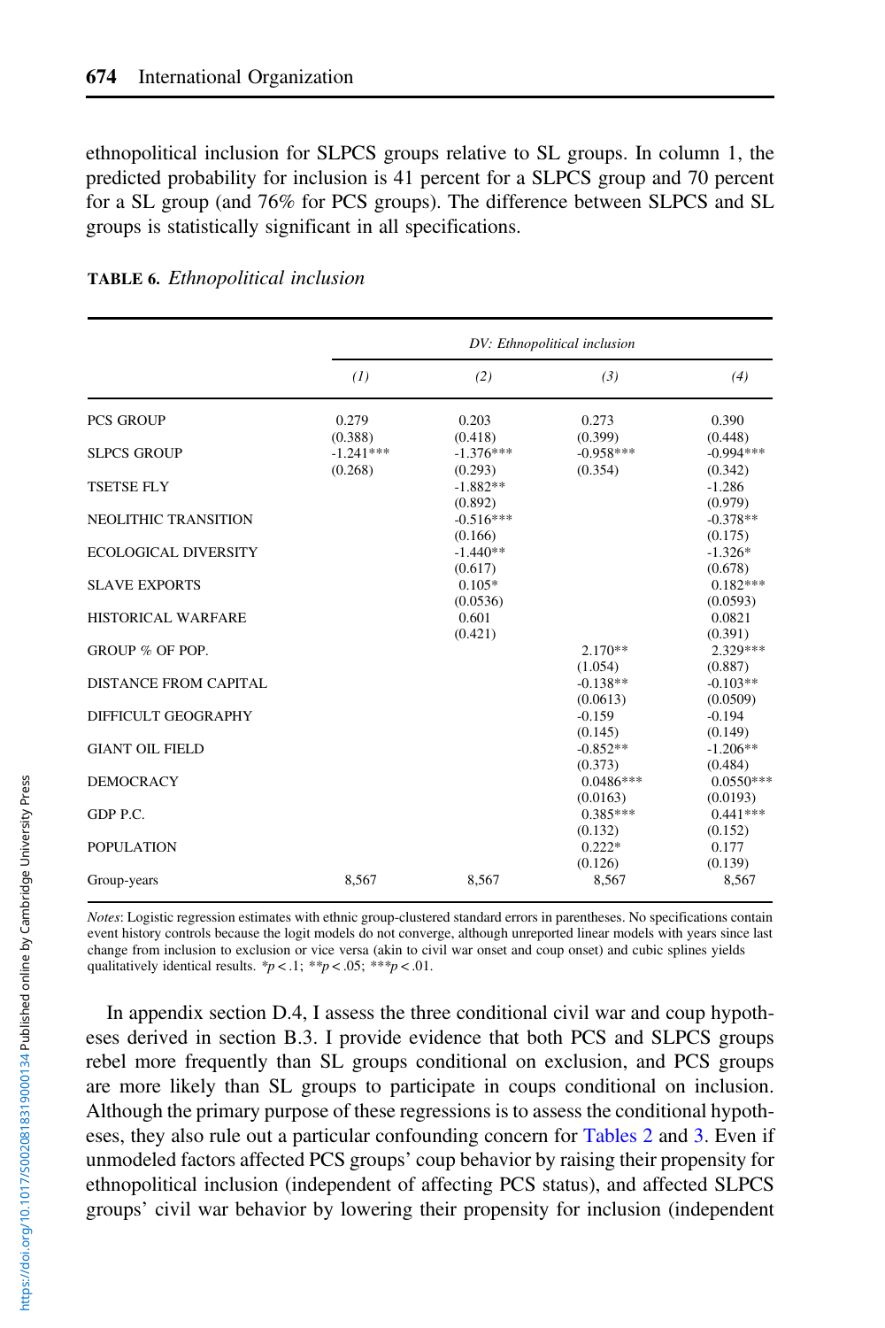ethnopolitical inclusion for SLPCS groups relative to SL groups. In column 1, the predicted probability for inclusion is 41 percent for a SLPCS group and 70 percent for a SL group (and 76% for PCS groups). The difference between SLPCS and SL groups is statistically significant in all specifications.

**TABLE 6.** *Ethnopolitical inclusion*

| | *DV: Ethnopolitical inclusion* | | | |
|---|---|---|---|---|
| | *(1)* | *(2)* | *(3)* | *(4)* |
| PCS GROUP | 0.279 | 0.203 | 0.273 | 0.390 |
| | (0.388) | (0.418) | (0.399) | (0.448) |
| SLPCS GROUP | -1.241*** | -1.376*** | -0.958*** | -0.994*** |
| | (0.268) | (0.293) | (0.354) | (0.342) |
| TSETSE FLY | | -1.882** | | -1.286 |
| | | (0.892) | | (0.979) |
| NEOLITHIC TRANSITION | | -0.516*** | | -0.378** |
| | | (0.166) | | (0.175) |
| ECOLOGICAL DIVERSITY | | -1.440** | | -1.326* |
| | | (0.617) | | (0.678) |
| SLAVE EXPORTS | | 0.105* | | 0.182*** |
| | | (0.0536) | | (0.0593) |
| HISTORICAL WARFARE | | 0.601 | | 0.0821 |
| | | (0.421) | | (0.391) |
| GROUP % OF POP. | | | 2.170** | 2.329*** |
| | | | (1.054) | (0.887) |
| DISTANCE FROM CAPITAL | | | -0.138** | -0.103** |
| | | | (0.0613) | (0.0509) |
| DIFFICULT GEOGRAPHY | | | -0.159 | -0.194 |
| | | | (0.145) | (0.149) |
| GIANT OIL FIELD | | | -0.852** | -1.206** |
| | | | (0.373) | (0.484) |
| DEMOCRACY | | | 0.0486*** | 0.0550*** |
| | | | (0.0163) | (0.0193) |
| GDP P.C. | | | 0.385*** | 0.441*** |
| | | | (0.132) | (0.152) |
| POPULATION | | | 0.222* | 0.177 |
| | | | (0.126) | (0.139) |
| Group-years | 8,567 | 8,567 | 8,567 | 8,567 |

*Notes*: Logistic regression estimates with ethnic group-clustered standard errors in parentheses. No specifications contain event history controls because the logit models do not converge, although unreported linear models with years since last change from inclusion to exclusion or vice versa (akin to civil war onset and coup onset) and cubic splines yields qualitatively identical results. *$p < .1$; **$p < .05$; ***$p < .01$.

In appendix section D.4, I assess the three conditional civil war and coup hypotheses derived in section B.3. I provide evidence that both PCS and SLPCS groups rebel more frequently than SL groups conditional on exclusion, and PCS groups are more likely than SL groups to participate in coups conditional on inclusion. Although the primary purpose of these regressions is to assess the conditional hypotheses, they also rule out a particular confounding concern for Tables 2 and 3. Even if unmodeled factors affected PCS groups' coup behavior by raising their propensity for ethnopolitical inclusion (independent of affecting PCS status), and affected SLPCS groups' civil war behavior by lowering their propensity for inclusion (independent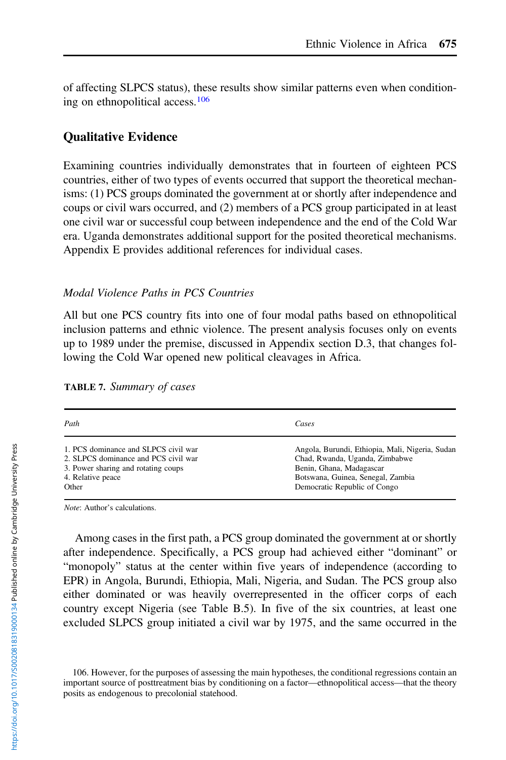of affecting SLPCS status), these results show similar patterns even when conditioning on ethnopolitical access.[106]

## Qualitative Evidence

Examining countries individually demonstrates that in fourteen of eighteen PCS countries, either of two types of events occurred that support the theoretical mechanisms: (1) PCS groups dominated the government at or shortly after independence and coups or civil wars occurred, and (2) members of a PCS group participated in at least one civil war or successful coup between independence and the end of the Cold War era. Uganda demonstrates additional support for the posited theoretical mechanisms. Appendix E provides additional references for individual cases.

### *Modal Violence Paths in PCS Countries*

All but one PCS country fits into one of four modal paths based on ethnopolitical inclusion patterns and ethnic violence. The present analysis focuses only on events up to 1989 under the premise, discussed in Appendix section D.3, that changes following the Cold War opened new political cleavages in Africa.

**TABLE 7.** *Summary of cases*

| *Path* | *Cases* |
|---|---|
| 1. PCS dominance and SLPCS civil war | Angola, Burundi, Ethiopia, Mali, Nigeria, Sudan |
| 2. SLPCS dominance and PCS civil war | Chad, Rwanda, Uganda, Zimbabwe |
| 3. Power sharing and rotating coups | Benin, Ghana, Madagascar |
| 4. Relative peace | Botswana, Guinea, Senegal, Zambia |
| Other | Democratic Republic of Congo |

*Note*: Author's calculations.

Among cases in the first path, a PCS group dominated the government at or shortly after independence. Specifically, a PCS group had achieved either "dominant" or "monopoly" status at the center within five years of independence (according to EPR) in Angola, Burundi, Ethiopia, Mali, Nigeria, and Sudan. The PCS group also either dominated or was heavily overrepresented in the officer corps of each country except Nigeria (see Table B.5). In five of the six countries, at least one excluded SLPCS group initiated a civil war by 1975, and the same occurred in the

106. However, for the purposes of assessing the main hypotheses, the conditional regressions contain an important source of posttreatment bias by conditioning on a factor—ethnopolitical access—that the theory posits as endogenous to precolonial statehood.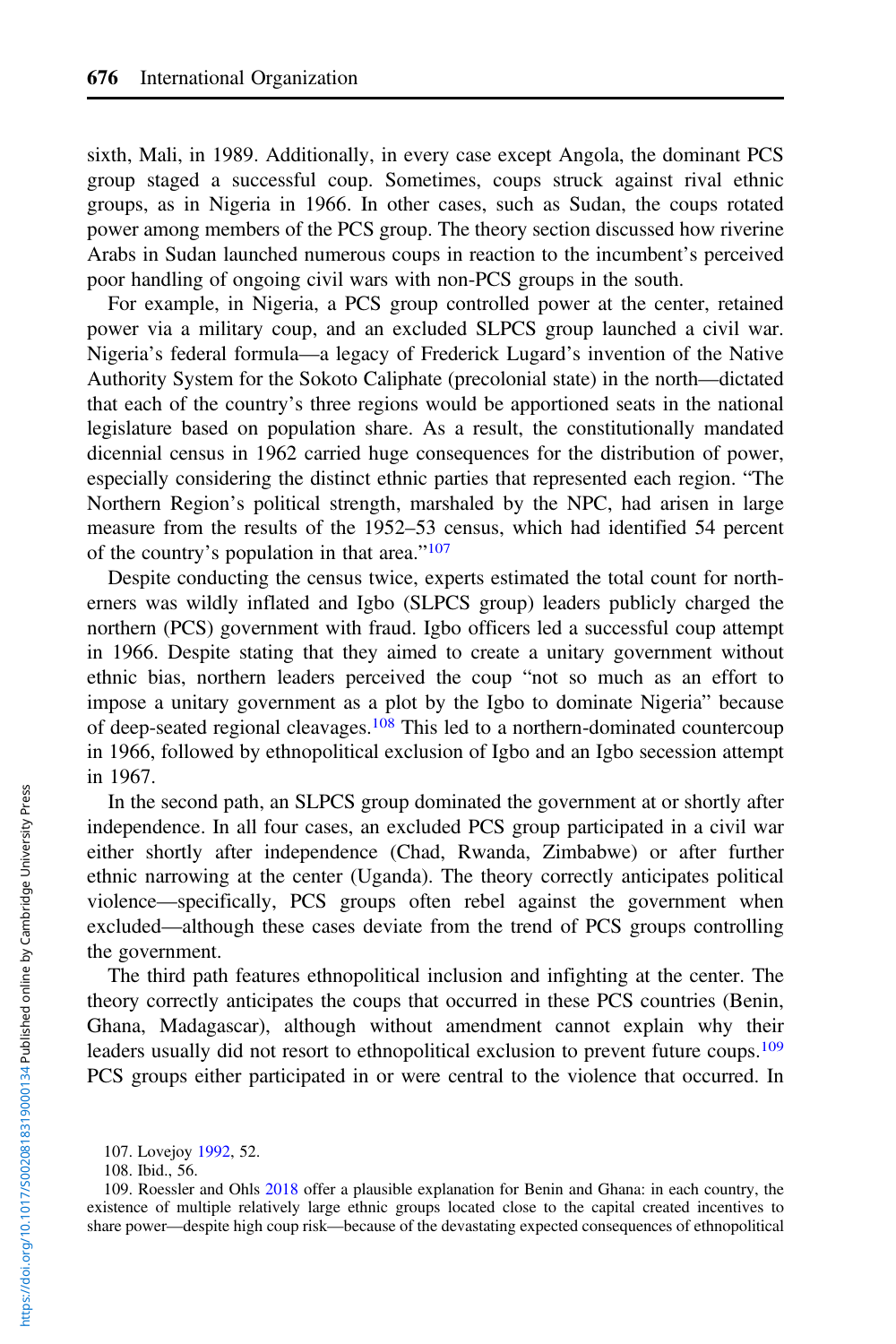sixth, Mali, in 1989. Additionally, in every case except Angola, the dominant PCS group staged a successful coup. Sometimes, coups struck against rival ethnic groups, as in Nigeria in 1966. In other cases, such as Sudan, the coups rotated power among members of the PCS group. The theory section discussed how riverine Arabs in Sudan launched numerous coups in reaction to the incumbent's perceived poor handling of ongoing civil wars with non-PCS groups in the south.

For example, in Nigeria, a PCS group controlled power at the center, retained power via a military coup, and an excluded SLPCS group launched a civil war. Nigeria's federal formula—a legacy of Frederick Lugard's invention of the Native Authority System for the Sokoto Caliphate (precolonial state) in the north—dictated that each of the country's three regions would be apportioned seats in the national legislature based on population share. As a result, the constitutionally mandated dicennial census in 1962 carried huge consequences for the distribution of power, especially considering the distinct ethnic parties that represented each region. "The Northern Region's political strength, marshaled by the NPC, had arisen in large measure from the results of the 1952–53 census, which had identified 54 percent of the country's population in that area."[107]

Despite conducting the census twice, experts estimated the total count for northerners was wildly inflated and Igbo (SLPCS group) leaders publicly charged the northern (PCS) government with fraud. Igbo officers led a successful coup attempt in 1966. Despite stating that they aimed to create a unitary government without ethnic bias, northern leaders perceived the coup "not so much as an effort to impose a unitary government as a plot by the Igbo to dominate Nigeria" because of deep-seated regional cleavages.[108] This led to a northern-dominated countercoup in 1966, followed by ethnopolitical exclusion of Igbo and an Igbo secession attempt in 1967.

In the second path, an SLPCS group dominated the government at or shortly after independence. In all four cases, an excluded PCS group participated in a civil war either shortly after independence (Chad, Rwanda, Zimbabwe) or after further ethnic narrowing at the center (Uganda). The theory correctly anticipates political violence—specifically, PCS groups often rebel against the government when excluded—although these cases deviate from the trend of PCS groups controlling the government.

The third path features ethnopolitical inclusion and infighting at the center. The theory correctly anticipates the coups that occurred in these PCS countries (Benin, Ghana, Madagascar), although without amendment cannot explain why their leaders usually did not resort to ethnopolitical exclusion to prevent future coups.[109] PCS groups either participated in or were central to the violence that occurred. In

107. Lovejoy 1992, 52.

108. Ibid., 56.

109. Roessler and Ohls 2018 offer a plausible explanation for Benin and Ghana: in each country, the existence of multiple relatively large ethnic groups located close to the capital created incentives to share power—despite high coup risk—because of the devastating expected consequences of ethnopolitical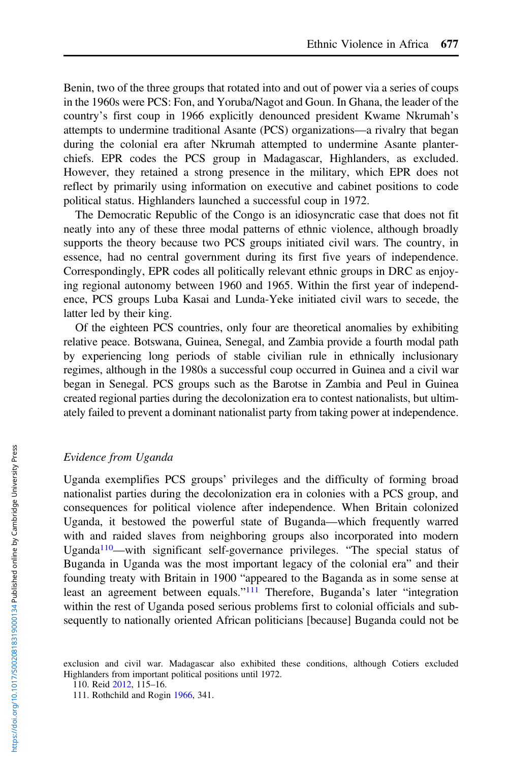Benin, two of the three groups that rotated into and out of power via a series of coups in the 1960s were PCS: Fon, and Yoruba/Nagot and Goun. In Ghana, the leader of the country's first coup in 1966 explicitly denounced president Kwame Nkrumah's attempts to undermine traditional Asante (PCS) organizations—a rivalry that began during the colonial era after Nkrumah attempted to undermine Asante planter-chiefs. EPR codes the PCS group in Madagascar, Highlanders, as excluded. However, they retained a strong presence in the military, which EPR does not reflect by primarily using information on executive and cabinet positions to code political status. Highlanders launched a successful coup in 1972.

The Democratic Republic of the Congo is an idiosyncratic case that does not fit neatly into any of these three modal patterns of ethnic violence, although broadly supports the theory because two PCS groups initiated civil wars. The country, in essence, had no central government during its first five years of independence. Correspondingly, EPR codes all politically relevant ethnic groups in DRC as enjoying regional autonomy between 1960 and 1965. Within the first year of independence, PCS groups Luba Kasai and Lunda-Yeke initiated civil wars to secede, the latter led by their king.

Of the eighteen PCS countries, only four are theoretical anomalies by exhibiting relative peace. Botswana, Guinea, Senegal, and Zambia provide a fourth modal path by experiencing long periods of stable civilian rule in ethnically inclusionary regimes, although in the 1980s a successful coup occurred in Guinea and a civil war began in Senegal. PCS groups such as the Barotse in Zambia and Peul in Guinea created regional parties during the decolonization era to contest nationalists, but ultimately failed to prevent a dominant nationalist party from taking power at independence.

### *Evidence from Uganda*

Uganda exemplifies PCS groups' privileges and the difficulty of forming broad nationalist parties during the decolonization era in colonies with a PCS group, and consequences for political violence after independence. When Britain colonized Uganda, it bestowed the powerful state of Buganda—which frequently warred with and raided slaves from neighboring groups also incorporated into modern Uganda[110]—with significant self-governance privileges. "The special status of Buganda in Uganda was the most important legacy of the colonial era" and their founding treaty with Britain in 1900 "appeared to the Baganda as in some sense at least an agreement between equals."[111] Therefore, Buganda's later "integration within the rest of Uganda posed serious problems first to colonial officials and subsequently to nationally oriented African politicians [because] Buganda could not be

---

exclusion and civil war. Madagascar also exhibited these conditions, although Cotiers excluded Highlanders from important political positions until 1972.

110. Reid 2012, 115–16.

111. Rothchild and Rogin 1966, 341.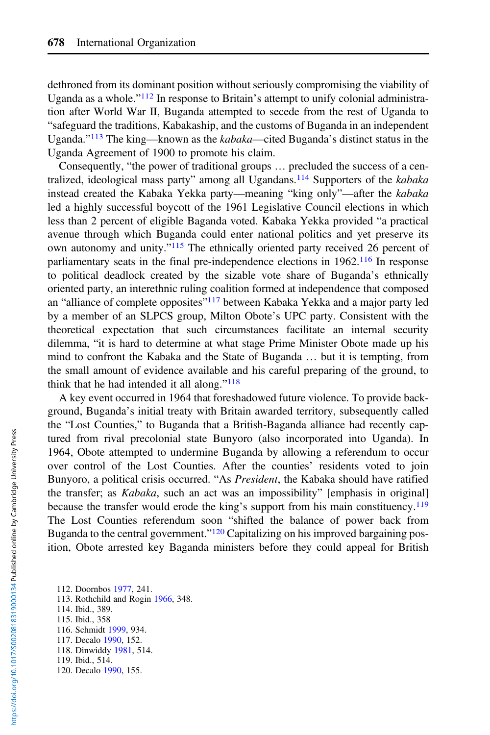dethroned from its dominant position without seriously compromising the viability of Uganda as a whole."[112] In response to Britain's attempt to unify colonial administration after World War II, Buganda attempted to secede from the rest of Uganda to "safeguard the traditions, Kabakaship, and the customs of Buganda in an independent Uganda."[113] The king—known as the *kabaka*—cited Buganda's distinct status in the Uganda Agreement of 1900 to promote his claim.

Consequently, "the power of traditional groups … precluded the success of a centralized, ideological mass party" among all Ugandans.[114] Supporters of the *kabaka* instead created the Kabaka Yekka party—meaning "king only"—after the *kabaka* led a highly successful boycott of the 1961 Legislative Council elections in which less than 2 percent of eligible Baganda voted. Kabaka Yekka provided "a practical avenue through which Buganda could enter national politics and yet preserve its own autonomy and unity."[115] The ethnically oriented party received 26 percent of parliamentary seats in the final pre-independence elections in 1962.[116] In response to political deadlock created by the sizable vote share of Buganda's ethnically oriented party, an interethnic ruling coalition formed at independence that composed an "alliance of complete opposites"[117] between Kabaka Yekka and a major party led by a member of an SLPCS group, Milton Obote's UPC party. Consistent with the theoretical expectation that such circumstances facilitate an internal security dilemma, "it is hard to determine at what stage Prime Minister Obote made up his mind to confront the Kabaka and the State of Buganda … but it is tempting, from the small amount of evidence available and his careful preparing of the ground, to think that he had intended it all along."[118]

A key event occurred in 1964 that foreshadowed future violence. To provide background, Buganda's initial treaty with Britain awarded territory, subsequently called the "Lost Counties," to Buganda that a British-Baganda alliance had recently captured from rival precolonial state Bunyoro (also incorporated into Uganda). In 1964, Obote attempted to undermine Buganda by allowing a referendum to occur over control of the Lost Counties. After the counties' residents voted to join Bunyoro, a political crisis occurred. "As *President*, the Kabaka should have ratified the transfer; as *Kabaka*, such an act was an impossibility" [emphasis in original] because the transfer would erode the king's support from his main constituency.[119] The Lost Counties referendum soon "shifted the balance of power back from Buganda to the central government."[120] Capitalizing on his improved bargaining position, Obote arrested key Baganda ministers before they could appeal for British

112. Doornbos 1977, 241.
113. Rothchild and Rogin 1966, 348.
114. Ibid., 389.
115. Ibid., 358
116. Schmidt 1999, 934.
117. Decalo 1990, 152.
118. Dinwiddy 1981, 514.
119. Ibid., 514.
120. Decalo 1990, 155.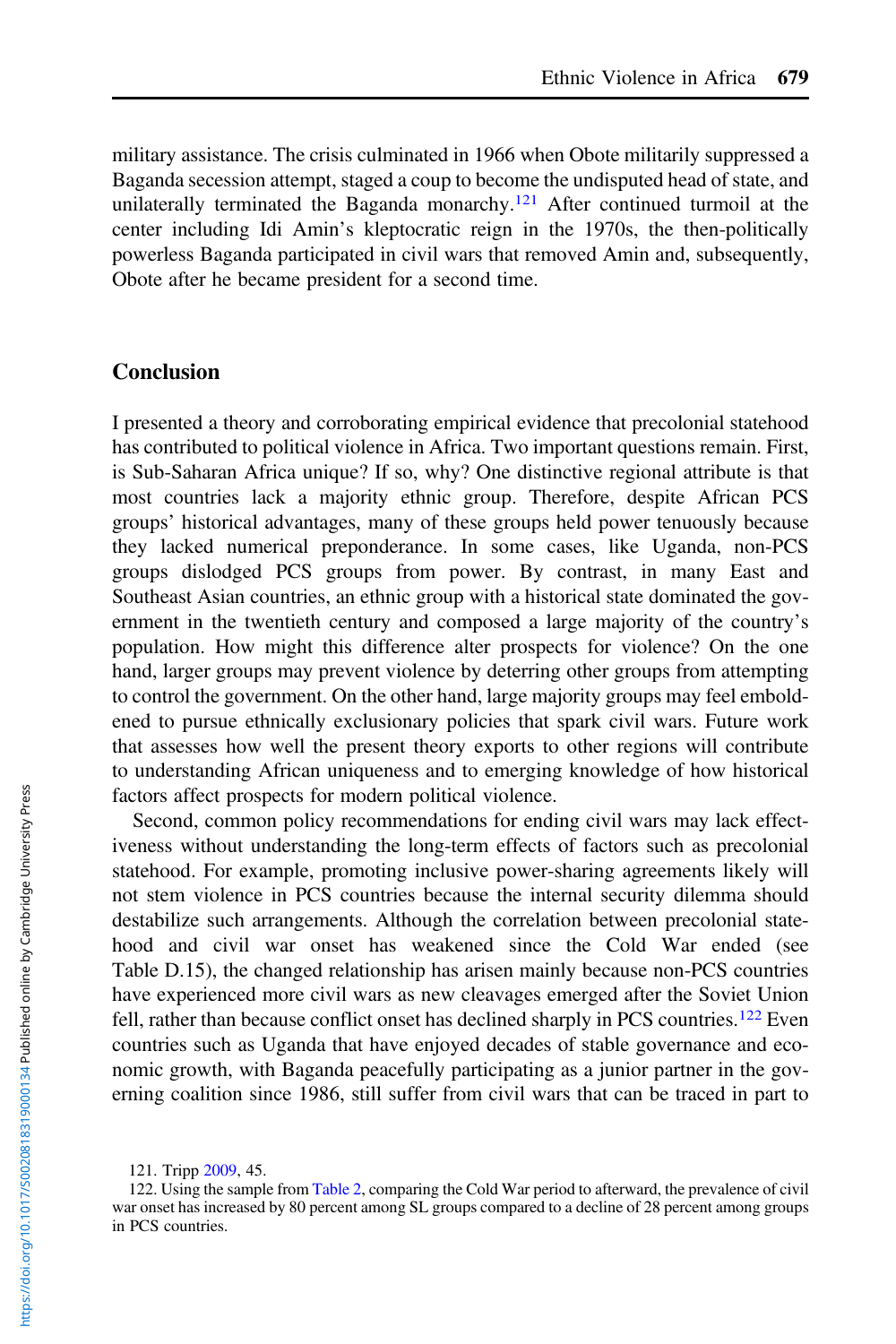military assistance. The crisis culminated in 1966 when Obote militarily suppressed a Baganda secession attempt, staged a coup to become the undisputed head of state, and unilaterally terminated the Baganda monarchy.[121] After continued turmoil at the center including Idi Amin's kleptocratic reign in the 1970s, the then-politically powerless Baganda participated in civil wars that removed Amin and, subsequently, Obote after he became president for a second time.

## Conclusion

I presented a theory and corroborating empirical evidence that precolonial statehood has contributed to political violence in Africa. Two important questions remain. First, is Sub-Saharan Africa unique? If so, why? One distinctive regional attribute is that most countries lack a majority ethnic group. Therefore, despite African PCS groups' historical advantages, many of these groups held power tenuously because they lacked numerical preponderance. In some cases, like Uganda, non-PCS groups dislodged PCS groups from power. By contrast, in many East and Southeast Asian countries, an ethnic group with a historical state dominated the government in the twentieth century and composed a large majority of the country's population. How might this difference alter prospects for violence? On the one hand, larger groups may prevent violence by deterring other groups from attempting to control the government. On the other hand, large majority groups may feel emboldened to pursue ethnically exclusionary policies that spark civil wars. Future work that assesses how well the present theory exports to other regions will contribute to understanding African uniqueness and to emerging knowledge of how historical factors affect prospects for modern political violence.

Second, common policy recommendations for ending civil wars may lack effectiveness without understanding the long-term effects of factors such as precolonial statehood. For example, promoting inclusive power-sharing agreements likely will not stem violence in PCS countries because the internal security dilemma should destabilize such arrangements. Although the correlation between precolonial statehood and civil war onset has weakened since the Cold War ended (see Table D.15), the changed relationship has arisen mainly because non-PCS countries have experienced more civil wars as new cleavages emerged after the Soviet Union fell, rather than because conflict onset has declined sharply in PCS countries.[122] Even countries such as Uganda that have enjoyed decades of stable governance and economic growth, with Baganda peacefully participating as a junior partner in the governing coalition since 1986, still suffer from civil wars that can be traced in part to

121. Tripp 2009, 45.

122. Using the sample from Table 2, comparing the Cold War period to afterward, the prevalence of civil war onset has increased by 80 percent among SL groups compared to a decline of 28 percent among groups in PCS countries.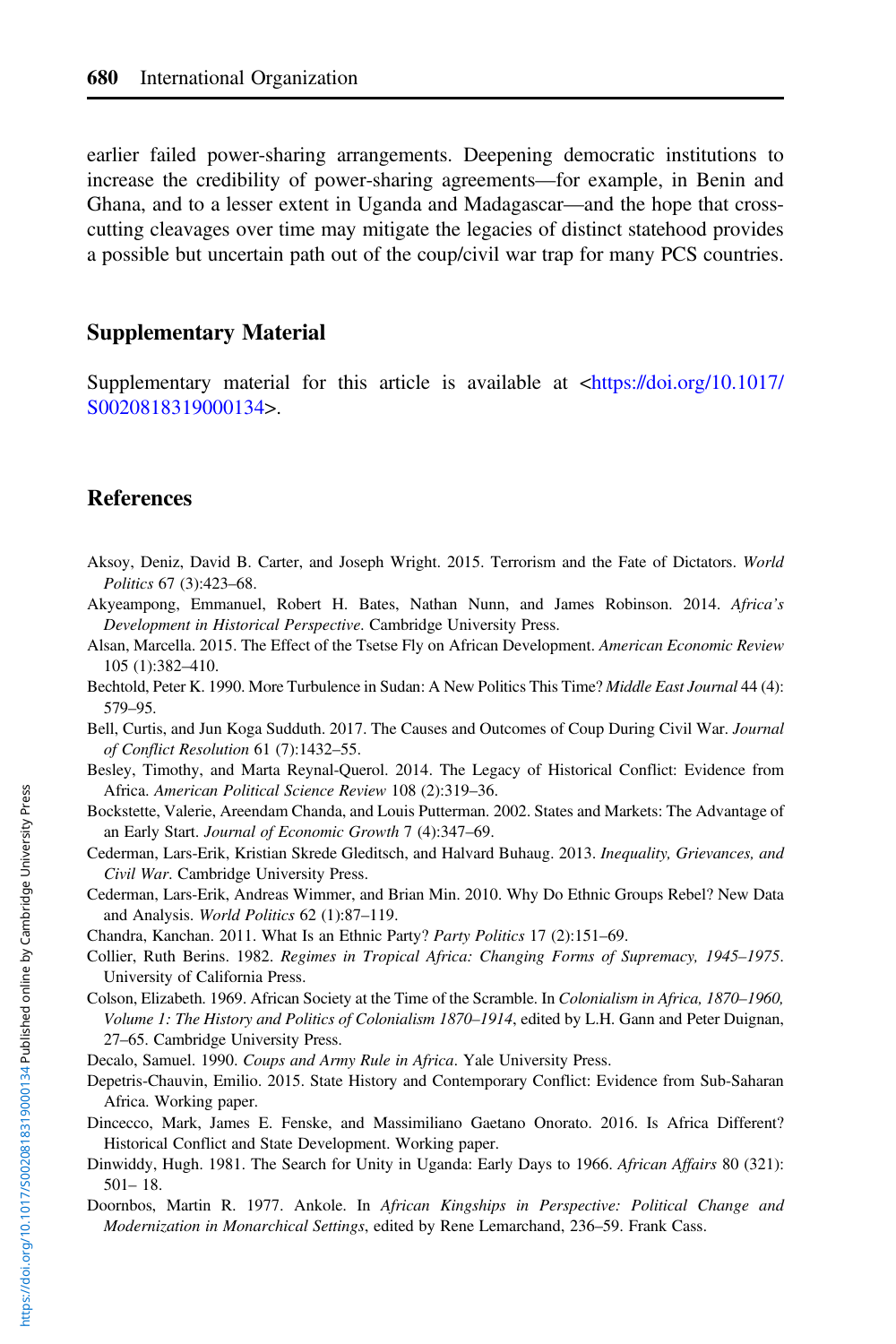earlier failed power-sharing arrangements. Deepening democratic institutions to increase the credibility of power-sharing agreements—for example, in Benin and Ghana, and to a lesser extent in Uganda and Madagascar—and the hope that cross-cutting cleavages over time may mitigate the legacies of distinct statehood provides a possible but uncertain path out of the coup/civil war trap for many PCS countries.

## Supplementary Material

Supplementary material for this article is available at <https://doi.org/10.1017/S0020818319000134>.

## References

Aksoy, Deniz, David B. Carter, and Joseph Wright. 2015. Terrorism and the Fate of Dictators. *World Politics* 67 (3):423–68.

Akyeampong, Emmanuel, Robert H. Bates, Nathan Nunn, and James Robinson. 2014. *Africa's Development in Historical Perspective*. Cambridge University Press.

Alsan, Marcella. 2015. The Effect of the Tsetse Fly on African Development. *American Economic Review* 105 (1):382–410.

Bechtold, Peter K. 1990. More Turbulence in Sudan: A New Politics This Time? *Middle East Journal* 44 (4): 579–95.

Bell, Curtis, and Jun Koga Sudduth. 2017. The Causes and Outcomes of Coup During Civil War. *Journal of Conflict Resolution* 61 (7):1432–55.

Besley, Timothy, and Marta Reynal-Querol. 2014. The Legacy of Historical Conflict: Evidence from Africa. *American Political Science Review* 108 (2):319–36.

Bockstette, Valerie, Areendam Chanda, and Louis Putterman. 2002. States and Markets: The Advantage of an Early Start. *Journal of Economic Growth* 7 (4):347–69.

Cederman, Lars-Erik, Kristian Skrede Gleditsch, and Halvard Buhaug. 2013. *Inequality, Grievances, and Civil War*. Cambridge University Press.

Cederman, Lars-Erik, Andreas Wimmer, and Brian Min. 2010. Why Do Ethnic Groups Rebel? New Data and Analysis. *World Politics* 62 (1):87–119.

Chandra, Kanchan. 2011. What Is an Ethnic Party? *Party Politics* 17 (2):151–69.

Collier, Ruth Berins. 1982. *Regimes in Tropical Africa: Changing Forms of Supremacy, 1945–1975*. University of California Press.

Colson, Elizabeth. 1969. African Society at the Time of the Scramble. In *Colonialism in Africa, 1870–1960, Volume 1: The History and Politics of Colonialism 1870–1914*, edited by L.H. Gann and Peter Duignan, 27–65. Cambridge University Press.

Decalo, Samuel. 1990. *Coups and Army Rule in Africa*. Yale University Press.

Depetris-Chauvin, Emilio. 2015. State History and Contemporary Conflict: Evidence from Sub-Saharan Africa. Working paper.

Dincecco, Mark, James E. Fenske, and Massimiliano Gaetano Onorato. 2016. Is Africa Different? Historical Conflict and State Development. Working paper.

Dinwiddy, Hugh. 1981. The Search for Unity in Uganda: Early Days to 1966. *African Affairs* 80 (321): 501– 18.

Doornbos, Martin R. 1977. Ankole. In *African Kingships in Perspective: Political Change and Modernization in Monarchical Settings*, edited by Rene Lemarchand, 236–59. Frank Cass.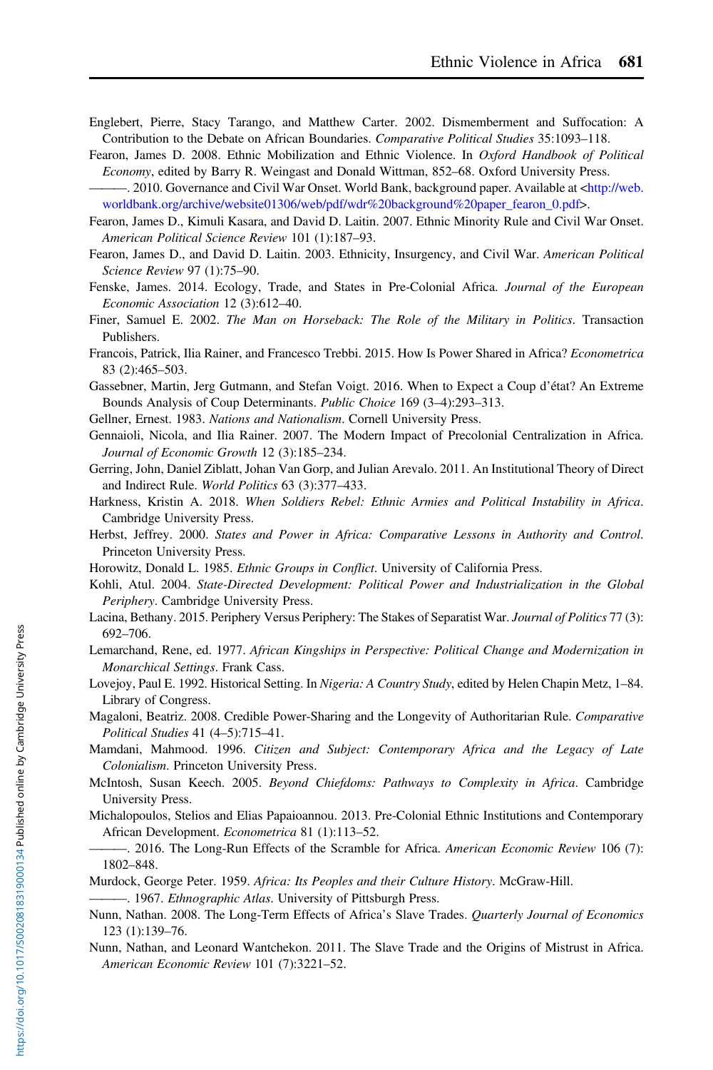Englebert, Pierre, Stacy Tarango, and Matthew Carter. 2002. Dismemberment and Suffocation: A Contribution to the Debate on African Boundaries. *Comparative Political Studies* 35:1093–118.

Fearon, James D. 2008. Ethnic Mobilization and Ethnic Violence. In *Oxford Handbook of Political Economy*, edited by Barry R. Weingast and Donald Wittman, 852–68. Oxford University Press.

———. 2010. Governance and Civil War Onset. World Bank, background paper. Available at <http://web.worldbank.org/archive/website01306/web/pdf/wdr%20background%20paper_fearon_0.pdf>.

Fearon, James D., Kimuli Kasara, and David D. Laitin. 2007. Ethnic Minority Rule and Civil War Onset. *American Political Science Review* 101 (1):187–93.

Fearon, James D., and David D. Laitin. 2003. Ethnicity, Insurgency, and Civil War. *American Political Science Review* 97 (1):75–90.

Fenske, James. 2014. Ecology, Trade, and States in Pre-Colonial Africa. *Journal of the European Economic Association* 12 (3):612–40.

Finer, Samuel E. 2002. *The Man on Horseback: The Role of the Military in Politics*. Transaction Publishers.

Francois, Patrick, Ilia Rainer, and Francesco Trebbi. 2015. How Is Power Shared in Africa? *Econometrica* 83 (2):465–503.

Gassebner, Martin, Jerg Gutmann, and Stefan Voigt. 2016. When to Expect a Coup d'état? An Extreme Bounds Analysis of Coup Determinants. *Public Choice* 169 (3–4):293–313.

Gellner, Ernest. 1983. *Nations and Nationalism*. Cornell University Press.

Gennaioli, Nicola, and Ilia Rainer. 2007. The Modern Impact of Precolonial Centralization in Africa. *Journal of Economic Growth* 12 (3):185–234.

Gerring, John, Daniel Ziblatt, Johan Van Gorp, and Julian Arevalo. 2011. An Institutional Theory of Direct and Indirect Rule. *World Politics* 63 (3):377–433.

Harkness, Kristin A. 2018. *When Soldiers Rebel: Ethnic Armies and Political Instability in Africa*. Cambridge University Press.

Herbst, Jeffrey. 2000. *States and Power in Africa: Comparative Lessons in Authority and Control*. Princeton University Press.

Horowitz, Donald L. 1985. *Ethnic Groups in Conflict*. University of California Press.

Kohli, Atul. 2004. *State-Directed Development: Political Power and Industrialization in the Global Periphery*. Cambridge University Press.

Lacina, Bethany. 2015. Periphery Versus Periphery: The Stakes of Separatist War. *Journal of Politics* 77 (3): 692–706.

Lemarchand, Rene, ed. 1977. *African Kingships in Perspective: Political Change and Modernization in Monarchical Settings*. Frank Cass.

Lovejoy, Paul E. 1992. Historical Setting. In *Nigeria: A Country Study*, edited by Helen Chapin Metz, 1–84. Library of Congress.

Magaloni, Beatriz. 2008. Credible Power-Sharing and the Longevity of Authoritarian Rule. *Comparative Political Studies* 41 (4–5):715–41.

Mamdani, Mahmood. 1996. *Citizen and Subject: Contemporary Africa and the Legacy of Late Colonialism*. Princeton University Press.

McIntosh, Susan Keech. 2005. *Beyond Chiefdoms: Pathways to Complexity in Africa*. Cambridge University Press.

Michalopoulos, Stelios and Elias Papaioannou. 2013. Pre-Colonial Ethnic Institutions and Contemporary African Development. *Econometrica* 81 (1):113–52.

———. 2016. The Long-Run Effects of the Scramble for Africa. *American Economic Review* 106 (7): 1802–848.

Murdock, George Peter. 1959. *Africa: Its Peoples and their Culture History*. McGraw-Hill.

———. 1967. *Ethnographic Atlas*. University of Pittsburgh Press.

Nunn, Nathan. 2008. The Long-Term Effects of Africa's Slave Trades. *Quarterly Journal of Economics* 123 (1):139–76.

Nunn, Nathan, and Leonard Wantchekon. 2011. The Slave Trade and the Origins of Mistrust in Africa. *American Economic Review* 101 (7):3221–52.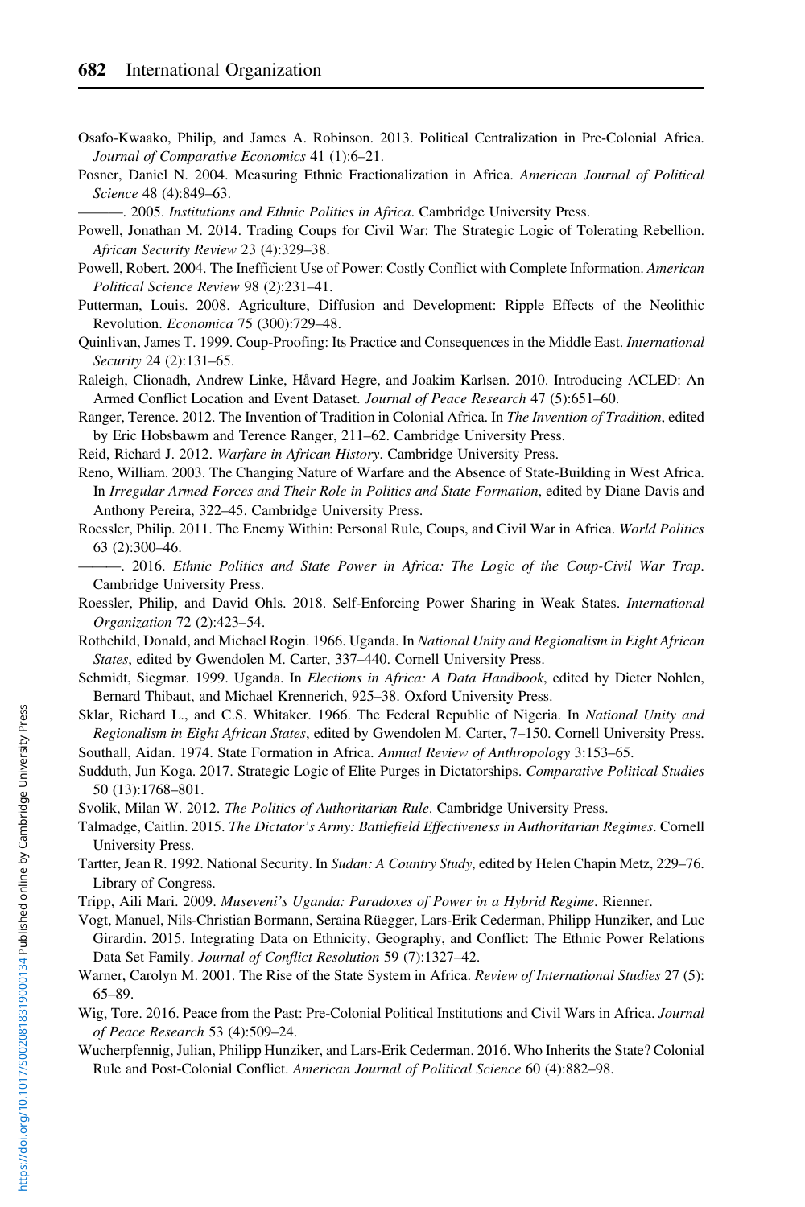Osafo-Kwaako, Philip, and James A. Robinson. 2013. Political Centralization in Pre-Colonial Africa. *Journal of Comparative Economics* 41 (1):6–21.

Posner, Daniel N. 2004. Measuring Ethnic Fractionalization in Africa. *American Journal of Political Science* 48 (4):849–63.

———. 2005. *Institutions and Ethnic Politics in Africa*. Cambridge University Press.

Powell, Jonathan M. 2014. Trading Coups for Civil War: The Strategic Logic of Tolerating Rebellion. *African Security Review* 23 (4):329–38.

Powell, Robert. 2004. The Inefficient Use of Power: Costly Conflict with Complete Information. *American Political Science Review* 98 (2):231–41.

Putterman, Louis. 2008. Agriculture, Diffusion and Development: Ripple Effects of the Neolithic Revolution. *Economica* 75 (300):729–48.

Quinlivan, James T. 1999. Coup-Proofing: Its Practice and Consequences in the Middle East. *International Security* 24 (2):131–65.

Raleigh, Clionadh, Andrew Linke, Håvard Hegre, and Joakim Karlsen. 2010. Introducing ACLED: An Armed Conflict Location and Event Dataset. *Journal of Peace Research* 47 (5):651–60.

Ranger, Terence. 2012. The Invention of Tradition in Colonial Africa. In *The Invention of Tradition*, edited by Eric Hobsbawm and Terence Ranger, 211–62. Cambridge University Press.

Reid, Richard J. 2012. *Warfare in African History*. Cambridge University Press.

Reno, William. 2003. The Changing Nature of Warfare and the Absence of State-Building in West Africa. In *Irregular Armed Forces and Their Role in Politics and State Formation*, edited by Diane Davis and Anthony Pereira, 322–45. Cambridge University Press.

Roessler, Philip. 2011. The Enemy Within: Personal Rule, Coups, and Civil War in Africa. *World Politics* 63 (2):300–46.

———. 2016. *Ethnic Politics and State Power in Africa: The Logic of the Coup-Civil War Trap*. Cambridge University Press.

Roessler, Philip, and David Ohls. 2018. Self-Enforcing Power Sharing in Weak States. *International Organization* 72 (2):423–54.

Rothchild, Donald, and Michael Rogin. 1966. Uganda. In *National Unity and Regionalism in Eight African States*, edited by Gwendolen M. Carter, 337–440. Cornell University Press.

Schmidt, Siegmar. 1999. Uganda. In *Elections in Africa: A Data Handbook*, edited by Dieter Nohlen, Bernard Thibaut, and Michael Krennerich, 925–38. Oxford University Press.

Sklar, Richard L., and C.S. Whitaker. 1966. The Federal Republic of Nigeria. In *National Unity and Regionalism in Eight African States*, edited by Gwendolen M. Carter, 7–150. Cornell University Press.

Southall, Aidan. 1974. State Formation in Africa. *Annual Review of Anthropology* 3:153–65.

Sudduth, Jun Koga. 2017. Strategic Logic of Elite Purges in Dictatorships. *Comparative Political Studies* 50 (13):1768–801.

Svolik, Milan W. 2012. *The Politics of Authoritarian Rule*. Cambridge University Press.

Talmadge, Caitlin. 2015. *The Dictator's Army: Battlefield Effectiveness in Authoritarian Regimes*. Cornell University Press.

Tartter, Jean R. 1992. National Security. In *Sudan: A Country Study*, edited by Helen Chapin Metz, 229–76. Library of Congress.

Tripp, Aili Mari. 2009. *Museveni's Uganda: Paradoxes of Power in a Hybrid Regime*. Rienner.

Vogt, Manuel, Nils-Christian Bormann, Seraina Rüegger, Lars-Erik Cederman, Philipp Hunziker, and Luc Girardin. 2015. Integrating Data on Ethnicity, Geography, and Conflict: The Ethnic Power Relations Data Set Family. *Journal of Conflict Resolution* 59 (7):1327–42.

Warner, Carolyn M. 2001. The Rise of the State System in Africa. *Review of International Studies* 27 (5): 65–89.

Wig, Tore. 2016. Peace from the Past: Pre-Colonial Political Institutions and Civil Wars in Africa. *Journal of Peace Research* 53 (4):509–24.

Wucherpfennig, Julian, Philipp Hunziker, and Lars-Erik Cederman. 2016. Who Inherits the State? Colonial Rule and Post-Colonial Conflict. *American Journal of Political Science* 60 (4):882–98.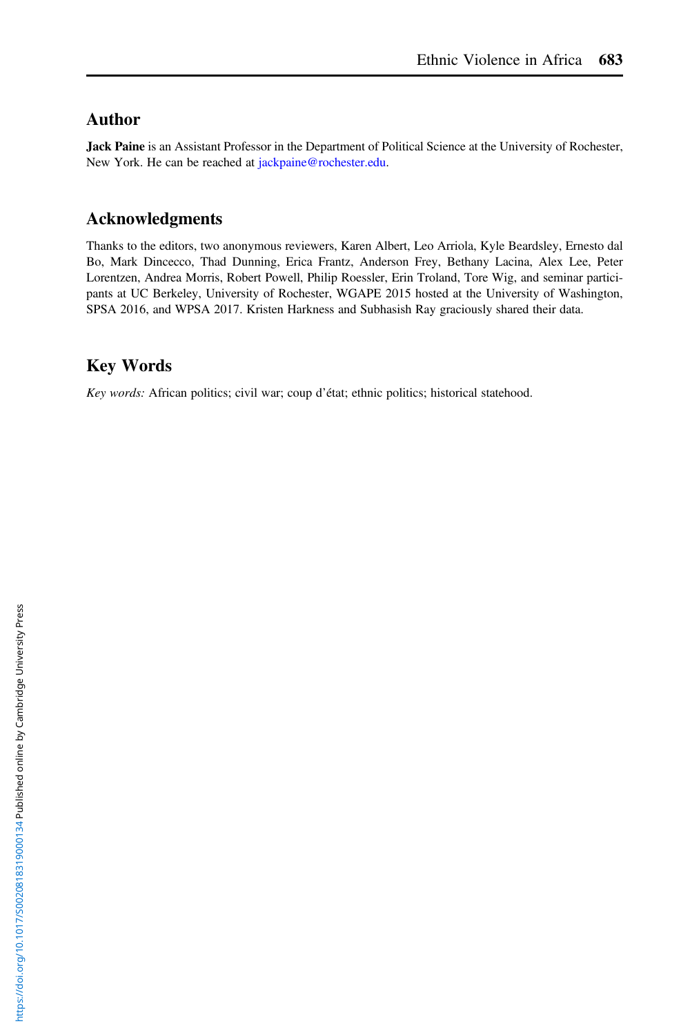## Author

**Jack Paine** is an Assistant Professor in the Department of Political Science at the University of Rochester, New York. He can be reached at jackpaine@rochester.edu.

## Acknowledgments

Thanks to the editors, two anonymous reviewers, Karen Albert, Leo Arriola, Kyle Beardsley, Ernesto dal Bo, Mark Dincecco, Thad Dunning, Erica Frantz, Anderson Frey, Bethany Lacina, Alex Lee, Peter Lorentzen, Andrea Morris, Robert Powell, Philip Roessler, Erin Troland, Tore Wig, and seminar participants at UC Berkeley, University of Rochester, WGAPE 2015 hosted at the University of Washington, SPSA 2016, and WPSA 2017. Kristen Harkness and Subhasish Ray graciously shared their data.

## Key Words

*Key words:* African politics; civil war; coup d'état; ethnic politics; historical statehood.